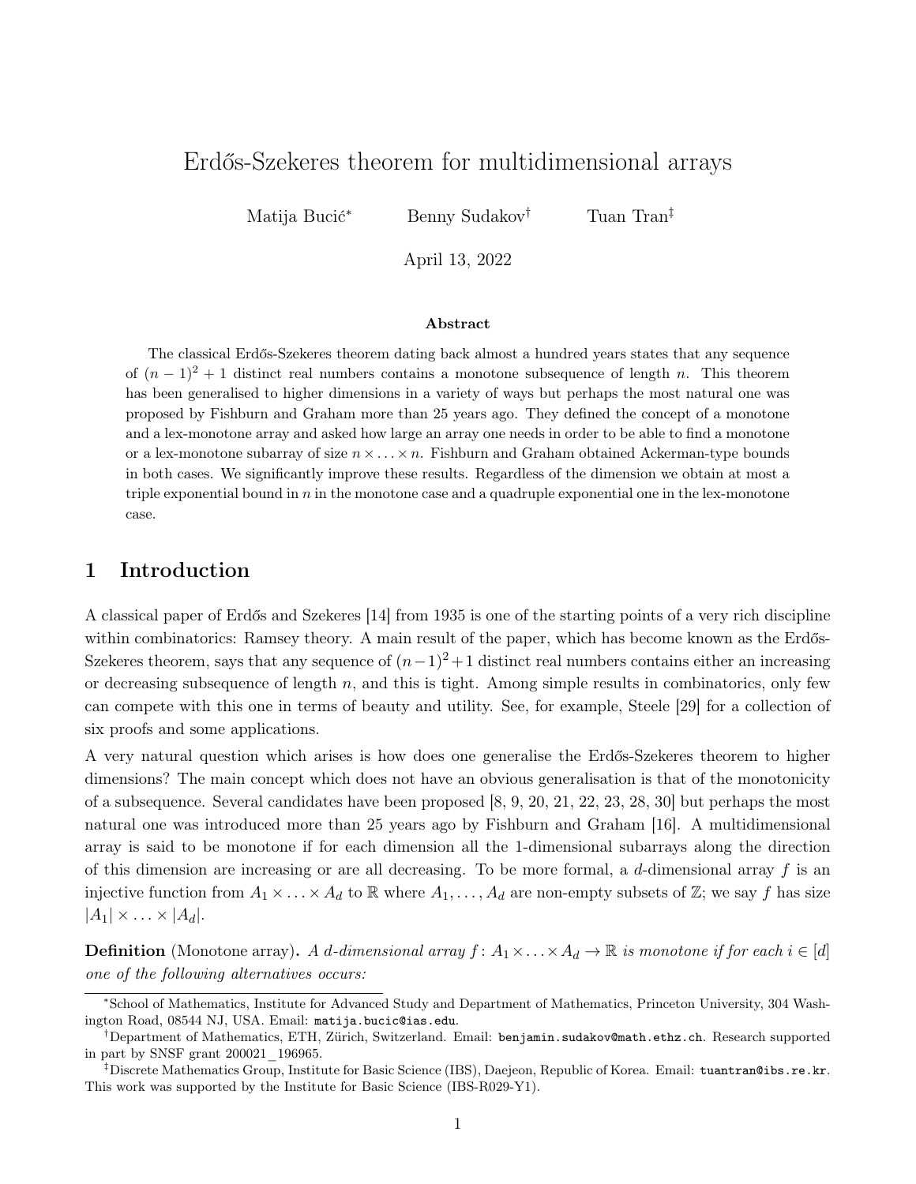# Erdős-Szekeres theorem for multidimensional arrays

Matija Bucić* Benny Sudakov† Tuan Tran‡

April 13, 2022

### Abstract

The classical Erdős-Szekeres theorem dating back almost a hundred years states that any sequence of $(n-1)^2+1$ distinct real numbers contains a monotone subsequence of length $n$. This theorem has been generalised to higher dimensions in a variety of ways but perhaps the most natural one was proposed by Fishburn and Graham more than 25 years ago. They defined the concept of a monotone and a lex-monotone array and asked how large an array one needs in order to be able to find a monotone or a lex-monotone subarray of size $n \times \ldots \times n$. Fishburn and Graham obtained Ackerman-type bounds in both cases. We significantly improve these results. Regardless of the dimension we obtain at most a triple exponential bound in $n$ in the monotone case and a quadruple exponential one in the lex-monotone case.

## 1 Introduction

A classical paper of Erdős and Szekeres [14] from 1935 is one of the starting points of a very rich discipline within combinatorics: Ramsey theory. A main result of the paper, which has become known as the Erdős-Szekeres theorem, says that any sequence of $(n-1)^2+1$ distinct real numbers contains either an increasing or decreasing subsequence of length $n$, and this is tight. Among simple results in combinatorics, only few can compete with this one in terms of beauty and utility. See, for example, Steele [29] for a collection of six proofs and some applications.

A very natural question which arises is how does one generalise the Erdős-Szekeres theorem to higher dimensions? The main concept which does not have an obvious generalisation is that of the monotonicity of a subsequence. Several candidates have been proposed [8, 9, 20, 21, 22, 23, 28, 30] but perhaps the most natural one was introduced more than 25 years ago by Fishburn and Graham [16]. A multidimensional array is said to be monotone if for each dimension all the 1-dimensional subarrays along the direction of this dimension are increasing or are all decreasing. To be more formal, a $d$-dimensional array $f$ is an injective function from $A_1 \times \ldots \times A_d$ to $\mathbb{R}$ where $A_1, \ldots, A_d$ are non-empty subsets of $\mathbb{Z}$; we say $f$ has size $|A_1| \times \ldots \times |A_d|$.

**Definition** (Monotone array)**.** *A $d$-dimensional array $f \colon A_1 \times \ldots \times A_d \to \mathbb{R}$ is monotone if for each $i \in [d]$ one of the following alternatives occurs:*

---

*School of Mathematics, Institute for Advanced Study and Department of Mathematics, Princeton University, 304 Washington Road, 08544 NJ, USA. Email: `matija.bucic@ias.edu`.

†Department of Mathematics, ETH, Zürich, Switzerland. Email: `benjamin.sudakov@math.ethz.ch`. Research supported in part by SNSF grant 200021_196965.

‡Discrete Mathematics Group, Institute for Basic Science (IBS), Daejeon, Republic of Korea. Email: `tuantran@ibs.re.kr`. This work was supported by the Institute for Basic Science (IBS-R029-Y1).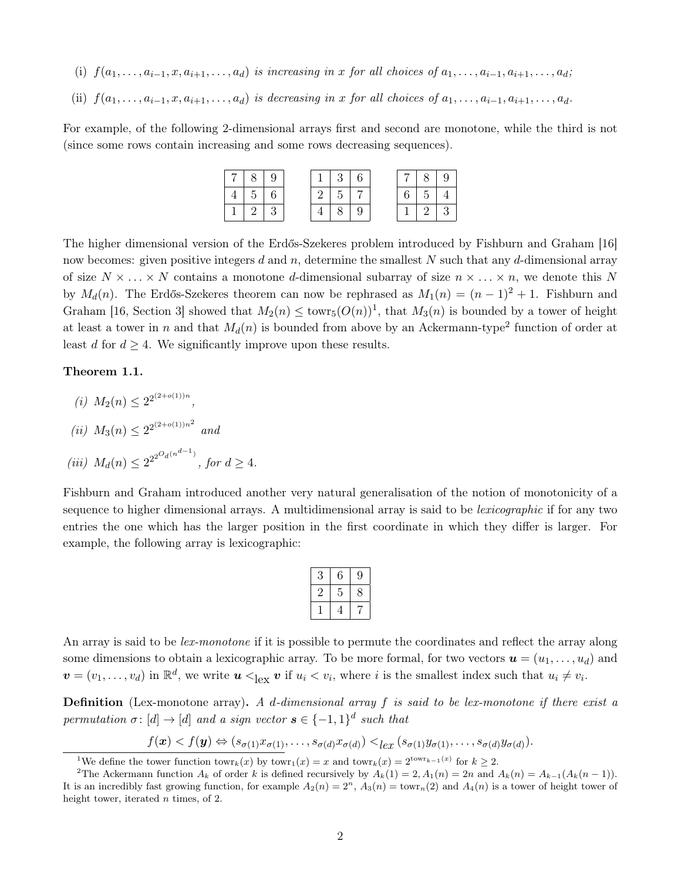(i) $f(a_1, \dots, a_{i-1}, x, a_{i+1}, \dots, a_d)$ *is increasing in* $x$ *for all choices of* $a_1, \dots, a_{i-1}, a_{i+1}, \dots, a_d$*;*

(ii) $f(a_1, \dots, a_{i-1}, x, a_{i+1}, \dots, a_d)$ *is decreasing in* $x$ *for all choices of* $a_1, \dots, a_{i-1}, a_{i+1}, \dots, a_d$*.*

For example, of the following 2-dimensional arrays first and second are monotone, while the third is not (since some rows contain increasing and some rows decreasing sequences).

| 7 | 8 | 9 |
|---|---|---|
| 4 | 5 | 6 |
| 1 | 2 | 3 |

| 1 | 3 | 6 |
|---|---|---|
| 2 | 5 | 7 |
| 4 | 8 | 9 |

| 7 | 8 | 9 |
|---|---|---|
| 6 | 5 | 4 |
| 1 | 2 | 3 |

The higher dimensional version of the Erdős-Szekeres problem introduced by Fishburn and Graham [16] now becomes: given positive integers $d$ and $n$, determine the smallest $N$ such that any $d$-dimensional array of size $N \times \ldots \times N$ contains a monotone $d$-dimensional subarray of size $n \times \ldots \times n$, we denote this $N$ by $M_d(n)$. The Erdős-Szekeres theorem can now be rephrased as $M_1(n) = (n-1)^2 + 1$. Fishburn and Graham [16, Section 3] showed that $M_2(n) \leq \text{towr}_5(O(n))$[1], that $M_3(n)$ is bounded by a tower of height at least a tower in $n$ and that $M_d(n)$ is bounded from above by an Ackermann-type[2] function of order at least $d$ for $d \geq 4$. We significantly improve upon these results.

**Theorem 1.1.**

*(i)* $M_2(n) \leq 2^{2^{(2+o(1))n}}$*,*

*(ii)* $M_3(n) \leq 2^{2^{(2+o(1))n^2}}$ *and*

*(iii)* $M_d(n) \leq 2^{2^{2^{O_d(n^{d-1})}}}$*, for* $d \geq 4$*.*

Fishburn and Graham introduced another very natural generalisation of the notion of monotonicity of a sequence to higher dimensional arrays. A multidimensional array is said to be *lexicographic* if for any two entries the one which has the larger position in the first coordinate in which they differ is larger. For example, the following array is lexicographic:

| 3 | 6 | 9 |
|---|---|---|
| 2 | 5 | 8 |
| 1 | 4 | 7 |

An array is said to be *lex-monotone* if it is possible to permute the coordinates and reflect the array along some dimensions to obtain a lexicographic array. To be more formal, for two vectors $\boldsymbol{u} = (u_1, \dots, u_d)$ and $\boldsymbol{v} = (v_1, \dots, v_d)$ in $\mathbb{R}^d$, we write $\boldsymbol{u} <_{\text{lex}} \boldsymbol{v}$ if $u_i < v_i$, where $i$ is the smallest index such that $u_i \neq v_i$.

**Definition** (Lex-monotone array)**.** *A* $d$*-dimensional array* $f$ *is said to be lex-monotone if there exist a permutation* $\sigma \colon [d] \to [d]$ *and a sign vector* $\boldsymbol{s} \in \{-1, 1\}^d$ *such that*

$$f(\boldsymbol{x}) < f(\boldsymbol{y}) \Leftrightarrow (s_{\sigma(1)} x_{\sigma(1)}, \dots, s_{\sigma(d)} x_{\sigma(d)}) <_{lex} (s_{\sigma(1)} y_{\sigma(1)}, \dots, s_{\sigma(d)} y_{\sigma(d)}).$$

[1] We define the tower function $\text{towr}_k(x)$ by $\text{towr}_1(x) = x$ and $\text{towr}_k(x) = 2^{\text{towr}_{k-1}(x)}$ for $k \geq 2$.

[2] The Ackermann function $A_k$ of order $k$ is defined recursively by $A_k(1) = 2, A_1(n) = 2n$ and $A_k(n) = A_{k-1}(A_k(n-1))$. It is an incredibly fast growing function, for example $A_2(n) = 2^n$, $A_3(n) = \text{towr}_n(2)$ and $A_4(n)$ is a tower of height tower of height tower, iterated $n$ times, of 2.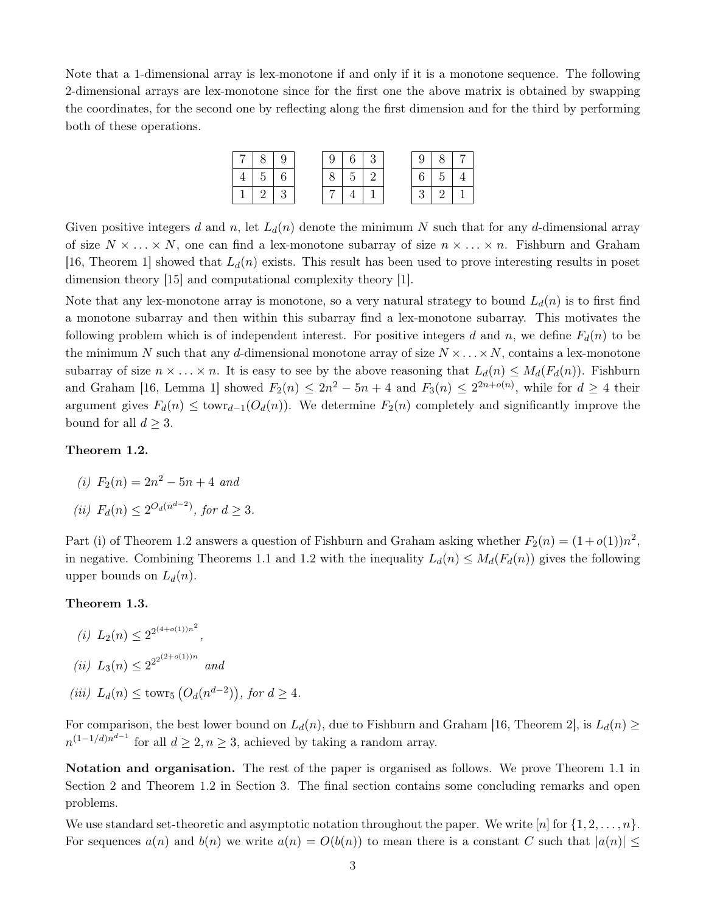Note that a 1-dimensional array is lex-monotone if and only if it is a monotone sequence. The following 2-dimensional arrays are lex-monotone since for the first one the above matrix is obtained by swapping the coordinates, for the second one by reflecting along the first dimension and for the third by performing both of these operations.

| | | |
|---|---|---|
| 7 | 8 | 9 |
| 4 | 5 | 6 |
| 1 | 2 | 3 |

| | | |
|---|---|---|
| 9 | 6 | 3 |
| 8 | 5 | 2 |
| 7 | 4 | 1 |

| | | |
|---|---|---|
| 9 | 8 | 7 |
| 6 | 5 | 4 |
| 3 | 2 | 1 |

Given positive integers $d$ and $n$, let $L_d(n)$ denote the minimum $N$ such that for any $d$-dimensional array of size $N \times \ldots \times N$, one can find a lex-monotone subarray of size $n \times \ldots \times n$. Fishburn and Graham [16, Theorem 1] showed that $L_d(n)$ exists. This result has been used to prove interesting results in poset dimension theory [15] and computational complexity theory [1].

Note that any lex-monotone array is monotone, so a very natural strategy to bound $L_d(n)$ is to first find a monotone subarray and then within this subarray find a lex-monotone subarray. This motivates the following problem which is of independent interest. For positive integers $d$ and $n$, we define $F_d(n)$ to be the minimum $N$ such that any $d$-dimensional monotone array of size $N \times \ldots \times N$, contains a lex-monotone subarray of size $n \times \ldots \times n$. It is easy to see by the above reasoning that $L_d(n) \leq M_d(F_d(n))$. Fishburn and Graham [16, Lemma 1] showed $F_2(n) \leq 2n^2 - 5n + 4$ and $F_3(n) \leq 2^{2n+o(n)}$, while for $d \geq 4$ their argument gives $F_d(n) \leq \text{towr}_{d-1}(O_d(n))$. We determine $F_2(n)$ completely and significantly improve the bound for all $d \geq 3$.

**Theorem 1.2.**

*(i)* $F_2(n) = 2n^2 - 5n + 4$ *and*

*(ii)* $F_d(n) \leq 2^{O_d(n^{d-2})}$*, for* $d \geq 3$.

Part (i) of Theorem 1.2 answers a question of Fishburn and Graham asking whether $F_2(n) = (1 + o(1))n^2$, in negative. Combining Theorems 1.1 and 1.2 with the inequality $L_d(n) \leq M_d(F_d(n))$ gives the following upper bounds on $L_d(n)$.

**Theorem 1.3.**

*(i)* $L_2(n) \leq 2^{2^{(4+o(1))n^2}}$,

*(ii)* $L_3(n) \leq 2^{2^{2^{(2+o(1))n}}}$ *and*

*(iii)* $L_d(n) \leq \text{towr}_5\left(O_d(n^{d-2})\right)$*, for* $d \geq 4$.

For comparison, the best lower bound on $L_d(n)$, due to Fishburn and Graham [16, Theorem 2], is $L_d(n) \geq n^{(1-1/d)n^{d-1}}$ for all $d \geq 2, n \geq 3$, achieved by taking a random array.

**Notation and organisation.** The rest of the paper is organised as follows. We prove Theorem 1.1 in Section 2 and Theorem 1.2 in Section 3. The final section contains some concluding remarks and open problems.

We use standard set-theoretic and asymptotic notation throughout the paper. We write $[n]$ for $\{1, 2, \ldots, n\}$. For sequences $a(n)$ and $b(n)$ we write $a(n) = O(b(n))$ to mean there is a constant $C$ such that $|a(n)| \leq$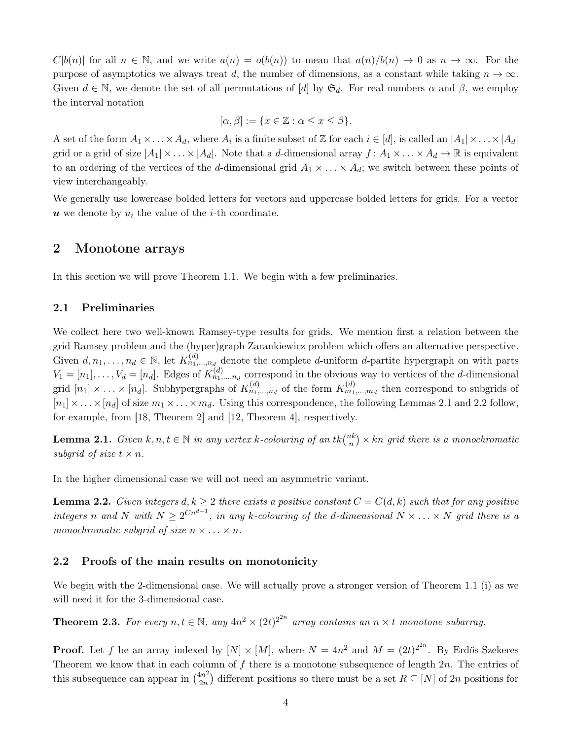$C|b(n)|$ for all $n \in \mathbb{N}$, and we write $a(n) = o(b(n))$ to mean that $a(n)/b(n) \to 0$ as $n \to \infty$. For the purpose of asymptotics we always treat $d$, the number of dimensions, as a constant while taking $n \to \infty$. Given $d \in \mathbb{N}$, we denote the set of all permutations of $[d]$ by $\mathfrak{S}_d$. For real numbers $\alpha$ and $\beta$, we employ the interval notation

$$[\alpha, \beta] := \{x \in \mathbb{Z} : \alpha \leq x \leq \beta\}.$$

A set of the form $A_1 \times \ldots \times A_d$, where $A_i$ is a finite subset of $\mathbb{Z}$ for each $i \in [d]$, is called an $|A_1| \times \ldots \times |A_d|$ grid or a grid of size $|A_1| \times \ldots \times |A_d|$. Note that a $d$-dimensional array $f : A_1 \times \ldots \times A_d \to \mathbb{R}$ is equivalent to an ordering of the vertices of the $d$-dimensional grid $A_1 \times \ldots \times A_d$; we switch between these points of view interchangeably.

We generally use lowercase bolded letters for vectors and uppercase bolded letters for grids. For a vector $\boldsymbol{u}$ we denote by $u_i$ the value of the $i$-th coordinate.

## 2 Monotone arrays

In this section we will prove Theorem 1.1. We begin with a few preliminaries.

### 2.1 Preliminaries

We collect here two well-known Ramsey-type results for grids. We mention first a relation between the grid Ramsey problem and the (hyper)graph Zarankiewicz problem which offers an alternative perspective. Given $d, n_1, \ldots, n_d \in \mathbb{N}$, let $K^{(d)}_{n_1,\ldots,n_d}$ denote the complete $d$-uniform $d$-partite hypergraph on with parts $V_1 = [n_1], \ldots, V_d = [n_d]$. Edges of $K^{(d)}_{n_1,\ldots,n_d}$ correspond in the obvious way to vertices of the $d$-dimensional grid $[n_1] \times \ldots \times [n_d]$. Subhypergraphs of $K^{(d)}_{n_1,\ldots,n_d}$ of the form $K^{(d)}_{m_1,\ldots,m_d}$ then correspond to subgrids of $[n_1] \times \ldots \times [n_d]$ of size $m_1 \times \ldots \times m_d$. Using this correspondence, the following Lemmas 2.1 and 2.2 follow, for example, from [18, Theorem 2] and [12, Theorem 4], respectively.

**Lemma 2.1.** *Given $k, n, t \in \mathbb{N}$ in any vertex $k$-colouring of an $tk\binom{nk}{n} \times kn$ grid there is a monochromatic subgrid of size $t \times n$.*

In the higher dimensional case we will not need an asymmetric variant.

**Lemma 2.2.** *Given integers $d, k \geq 2$ there exists a positive constant $C = C(d, k)$ such that for any positive integers $n$ and $N$ with $N \geq 2^{Cn^{d-1}}$, in any $k$-colouring of the $d$-dimensional $N \times \ldots \times N$ grid there is a monochromatic subgrid of size $n \times \ldots \times n$.*

### 2.2 Proofs of the main results on monotonicity

We begin with the 2-dimensional case. We will actually prove a stronger version of Theorem 1.1 (i) as we will need it for the 3-dimensional case.

**Theorem 2.3.** *For every $n, t \in \mathbb{N}$, any $4n^2 \times (2t)^{2^{2n}}$ array contains an $n \times t$ monotone subarray.*

**Proof.** Let $f$ be an array indexed by $[N] \times [M]$, where $N = 4n^2$ and $M = (2t)^{2^{2n}}$. By Erdős-Szekeres Theorem we know that in each column of $f$ there is a monotone subsequence of length $2n$. The entries of this subsequence can appear in $\binom{4n^2}{2n}$ different positions so there must be a set $R \subseteq [N]$ of $2n$ positions for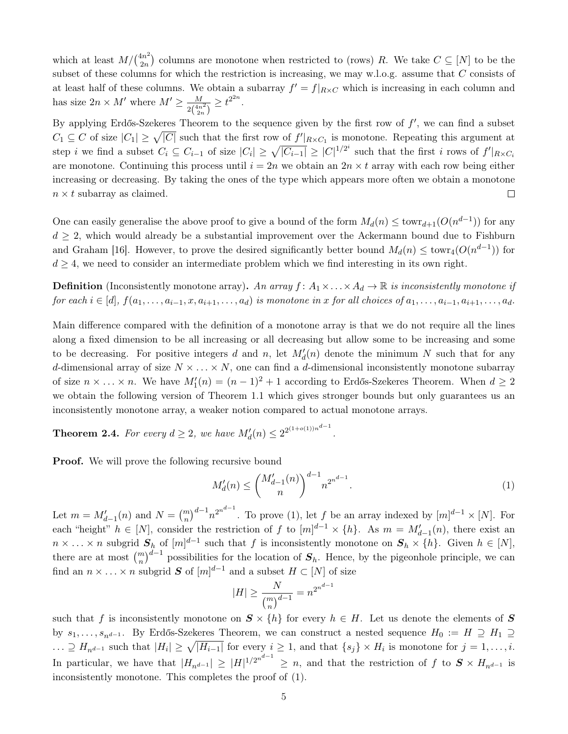which at least $M/\binom{4n^2}{2n}$ columns are monotone when restricted to (rows) $R$. We take $C \subseteq [N]$ to be the subset of these columns for which the restriction is increasing, we may w.l.o.g. assume that $C$ consists of at least half of these columns. We obtain a subarray $f' = f|_{R\times C}$ which is increasing in each column and has size $2n \times M'$ where $M' \geq \frac{M}{2\binom{4n^2}{2n}} \geq t^{2^{2n}}$.

By applying Erdős-Szekeres Theorem to the sequence given by the first row of $f'$, we can find a subset $C_1 \subseteq C$ of size $|C_1| \geq \sqrt{|C|}$ such that the first row of $f'|_{R\times C_1}$ is monotone. Repeating this argument at step $i$ we find a subset $C_i \subseteq C_{i-1}$ of size $|C_i| \geq \sqrt{|C_{i-1}|} \geq |C|^{1/2^i}$ such that the first $i$ rows of $f'|_{R\times C_i}$ are monotone. Continuing this process until $i = 2n$ we obtain an $2n \times t$ array with each row being either increasing or decreasing. By taking the ones of the type which appears more often we obtain a monotone $n \times t$ subarray as claimed. $\square$

One can easily generalise the above proof to give a bound of the form $M_d(n) \leq \mathrm{towr}_{d+1}(O(n^{d-1}))$ for any $d \geq 2$, which would already be a substantial improvement over the Ackermann bound due to Fishburn and Graham [16]. However, to prove the desired significantly better bound $M_d(n) \leq \mathrm{towr}_4(O(n^{d-1}))$ for $d \geq 4$, we need to consider an intermediate problem which we find interesting in its own right.

**Definition** (Inconsistently monotone array)**.** *An array $f\colon A_1 \times \ldots \times A_d \to \mathbb{R}$ is inconsistently monotone if for each $i \in [d]$, $f(a_1, \ldots, a_{i-1}, x, a_{i+1}, \ldots, a_d)$ is monotone in $x$ for all choices of $a_1, \ldots, a_{i-1}, a_{i+1}, \ldots, a_d$.*

Main difference compared with the definition of a monotone array is that we do not require all the lines along a fixed dimension to be all increasing or all decreasing but allow some to be increasing and some to be decreasing. For positive integers $d$ and $n$, let $M'_d(n)$ denote the minimum $N$ such that for any $d$-dimensional array of size $N \times \ldots \times N$, one can find a $d$-dimensional inconsistently monotone subarray of size $n \times \ldots \times n$. We have $M'_1(n) = (n-1)^2 + 1$ according to Erdős-Szekeres Theorem. When $d \geq 2$ we obtain the following version of Theorem 1.1 which gives stronger bounds but only guarantees us an inconsistently monotone array, a weaker notion compared to actual monotone arrays.

**Theorem 2.4.** *For every $d \geq 2$, we have $M'_d(n) \leq 2^{2^{(1+o(1))n^{d-1}}}$.*

**Proof.** We will prove the following recursive bound

$$M'_d(n) \leq \binom{M'_{d-1}(n)}{n}^{d-1} n^{2^{n^{d-1}}}. \tag{1}$$

Let $m = M'_{d-1}(n)$ and $N = \binom{m}{n}^{d-1} n^{2^{n^{d-1}}}$. To prove (1), let $f$ be an array indexed by $[m]^{d-1} \times [N]$. For each "height" $h \in [N]$, consider the restriction of $f$ to $[m]^{d-1} \times \{h\}$. As $m = M'_{d-1}(n)$, there exist an $n \times \ldots \times n$ subgrid $\boldsymbol{S}_h$ of $[m]^{d-1}$ such that $f$ is inconsistently monotone on $\boldsymbol{S}_h \times \{h\}$. Given $h \in [N]$, there are at most $\binom{m}{n}^{d-1}$ possibilities for the location of $\boldsymbol{S}_h$. Hence, by the pigeonhole principle, we can find an $n \times \ldots \times n$ subgrid $\boldsymbol{S}$ of $[m]^{d-1}$ and a subset $H \subset [N]$ of size

$$|H| \geq \frac{N}{\binom{m}{n}^{d-1}} = n^{2^{n^{d-1}}}$$

such that $f$ is inconsistently monotone on $\boldsymbol{S} \times \{h\}$ for every $h \in H$. Let us denote the elements of $\boldsymbol{S}$ by $s_1, \ldots, s_{n^{d-1}}$. By Erdős-Szekeres Theorem, we can construct a nested sequence $H_0 := H \supseteq H_1 \supseteq \ldots \supseteq H_{n^{d-1}}$ such that $|H_i| \geq \sqrt{|H_{i-1}|}$ for every $i \geq 1$, and that $\{s_j\} \times H_i$ is monotone for $j = 1, \ldots, i$. In particular, we have that $|H_{n^{d-1}}| \geq |H|^{1/2^{n^{d-1}}} \geq n$, and that the restriction of $f$ to $\boldsymbol{S} \times H_{n^{d-1}}$ is inconsistently monotone. This completes the proof of (1).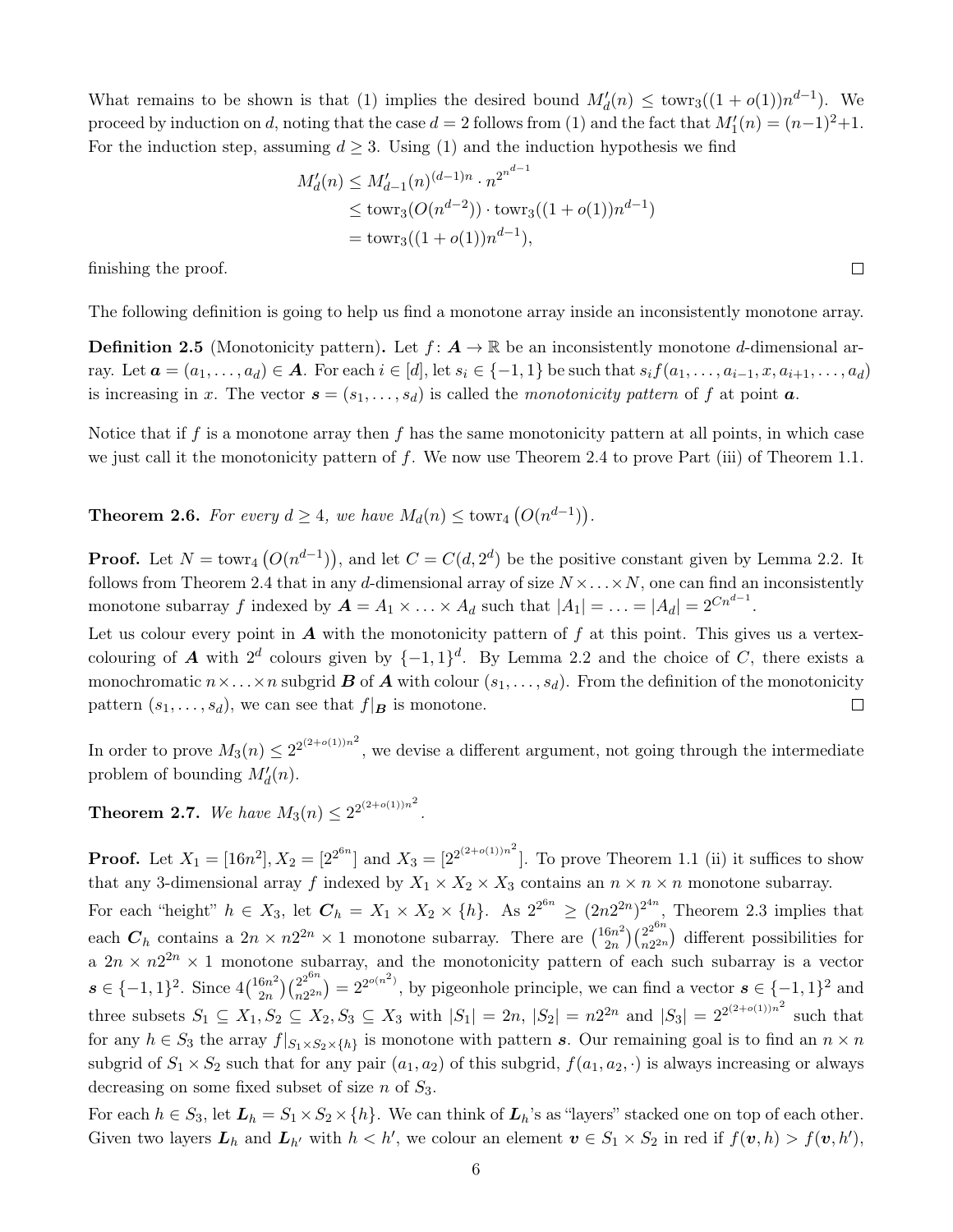What remains to be shown is that (1) implies the desired bound $M'_d(n) \leq \mathrm{towr}_3((1+o(1))n^{d-1})$. We proceed by induction on $d$, noting that the case $d=2$ follows from (1) and the fact that $M'_1(n) = (n-1)^2+1$. For the induction step, assuming $d \geq 3$. Using (1) and the induction hypothesis we find

$$
\begin{aligned}
M'_d(n) &\leq M'_{d-1}(n)^{(d-1)n} \cdot n^{2^{n^{d-1}}} \\
&\leq \mathrm{towr}_3(O(n^{d-2})) \cdot \mathrm{towr}_3((1+o(1))n^{d-1}) \\
&= \mathrm{towr}_3((1+o(1))n^{d-1}),
\end{aligned}
$$

finishing the proof. □

The following definition is going to help us find a monotone array inside an inconsistently monotone array.

**Definition 2.5** (Monotonicity pattern)**.** Let $f\colon \boldsymbol{A} \to \mathbb{R}$ be an inconsistently monotone $d$-dimensional array. Let $\boldsymbol{a} = (a_1, \ldots, a_d) \in \boldsymbol{A}$. For each $i \in [d]$, let $s_i \in \{-1, 1\}$ be such that $s_i f(a_1, \ldots, a_{i-1}, x, a_{i+1}, \ldots, a_d)$ is increasing in $x$. The vector $\boldsymbol{s} = (s_1, \ldots, s_d)$ is called the *monotonicity pattern* of $f$ at point $\boldsymbol{a}$.

Notice that if $f$ is a monotone array then $f$ has the same monotonicity pattern at all points, in which case we just call it the monotonicity pattern of $f$. We now use Theorem 2.4 to prove Part (iii) of Theorem 1.1.

**Theorem 2.6.** *For every $d \geq 4$, we have $M_d(n) \leq \mathrm{towr}_4\left(O(n^{d-1})\right)$.*

**Proof.** Let $N = \mathrm{towr}_4\left(O(n^{d-1})\right)$, and let $C = C(d, 2^d)$ be the positive constant given by Lemma 2.2. It follows from Theorem 2.4 that in any $d$-dimensional array of size $N \times \ldots \times N$, one can find an inconsistently monotone subarray $f$ indexed by $\boldsymbol{A} = A_1 \times \ldots \times A_d$ such that $|A_1| = \ldots = |A_d| = 2^{Cn^{d-1}}$.

Let us colour every point in $\boldsymbol{A}$ with the monotonicity pattern of $f$ at this point. This gives us a vertex-colouring of $\boldsymbol{A}$ with $2^d$ colours given by $\{-1,1\}^d$. By Lemma 2.2 and the choice of $C$, there exists a monochromatic $n \times \ldots \times n$ subgrid $\boldsymbol{B}$ of $\boldsymbol{A}$ with colour $(s_1, \ldots, s_d)$. From the definition of the monotonicity pattern $(s_1, \ldots, s_d)$, we can see that $f|_{\boldsymbol{B}}$ is monotone. □

In order to prove $M_3(n) \leq 2^{2^{(2+o(1))n^2}}$, we devise a different argument, not going through the intermediate problem of bounding $M'_d(n)$.

**Theorem 2.7.** *We have $M_3(n) \leq 2^{2^{(2+o(1))n^2}}$.*

**Proof.** Let $X_1 = [16n^2]$, $X_2 = [2^{2^{6n}}]$ and $X_3 = [2^{2^{(2+o(1))n^2}}]$. To prove Theorem 1.1 (ii) it suffices to show that any 3-dimensional array $f$ indexed by $X_1 \times X_2 \times X_3$ contains an $n \times n \times n$ monotone subarray.

For each "height" $h \in X_3$, let $\boldsymbol{C}_h = X_1 \times X_2 \times \{h\}$. As $2^{2^{6n}} \geq (2n2^{2n})^{2^{4n}}$, Theorem 2.3 implies that each $\boldsymbol{C}_h$ contains a $2n \times n2^{2n} \times 1$ monotone subarray. There are $\binom{16n^2}{2n}\binom{2^{2^{6n}}}{n2^{2n}}$ different possibilities for a $2n \times n2^{2n} \times 1$ monotone subarray, and the monotonicity pattern of each such subarray is a vector $\boldsymbol{s} \in \{-1,1\}^2$. Since $4\binom{16n^2}{2n}\binom{2^{2^{6n}}}{n2^{2n}} = 2^{2^{o(n^2)}}$, by pigeonhole principle, we can find a vector $\boldsymbol{s} \in \{-1,1\}^2$ and three subsets $S_1 \subseteq X_1, S_2 \subseteq X_2, S_3 \subseteq X_3$ with $|S_1| = 2n$, $|S_2| = n2^{2n}$ and $|S_3| = 2^{2^{(2+o(1))n^2}}$ such that for any $h \in S_3$ the array $f|_{S_1 \times S_2 \times \{h\}}$ is monotone with pattern $\boldsymbol{s}$. Our remaining goal is to find an $n \times n$ subgrid of $S_1 \times S_2$ such that for any pair $(a_1, a_2)$ of this subgrid, $f(a_1, a_2, \cdot)$ is always increasing or always decreasing on some fixed subset of size $n$ of $S_3$.

For each $h \in S_3$, let $\boldsymbol{L}_h = S_1 \times S_2 \times \{h\}$. We can think of $\boldsymbol{L}_h$'s as "layers" stacked one on top of each other. Given two layers $\boldsymbol{L}_h$ and $\boldsymbol{L}_{h'}$ with $h < h'$, we colour an element $\boldsymbol{v} \in S_1 \times S_2$ in red if $f(\boldsymbol{v}, h) > f(\boldsymbol{v}, h')$,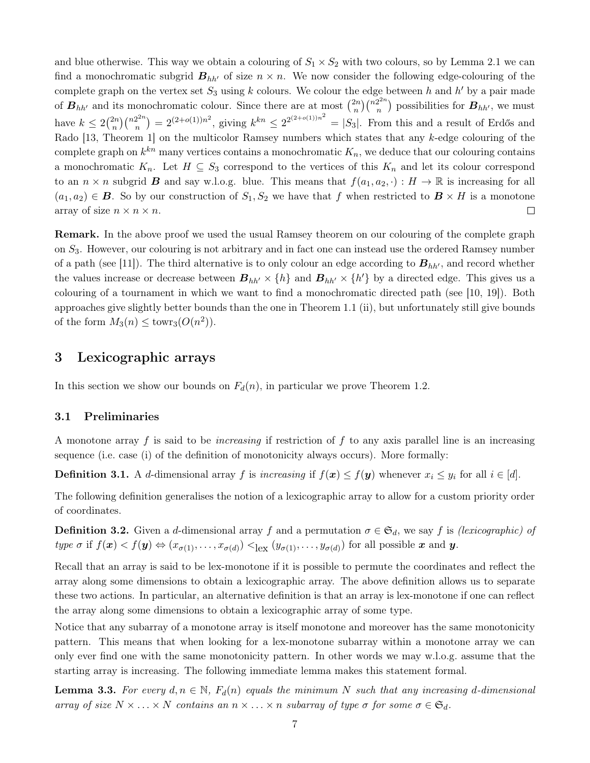and blue otherwise. This way we obtain a colouring of $S_1 \times S_2$ with two colours, so by Lemma 2.1 we can find a monochromatic subgrid $\boldsymbol{B}_{hh'}$ of size $n \times n$. We now consider the following edge-colouring of the complete graph on the vertex set $S_3$ using $k$ colours. We colour the edge between $h$ and $h'$ by a pair made of $\boldsymbol{B}_{hh'}$ and its monochromatic colour. Since there are at most $\binom{2n}{n}\binom{n2^{2n}}{n}$ possibilities for $\boldsymbol{B}_{hh'}$, we must have $k \leq 2\binom{2n}{n}\binom{n2^{2n}}{n} = 2^{(2+o(1))n^2}$, giving $k^{kn} \leq 2^{2^{(2+o(1))n^2}} = |S_3|$. From this and a result of Erdős and Rado [13, Theorem 1] on the multicolor Ramsey numbers which states that any $k$-edge colouring of the complete graph on $k^{kn}$ many vertices contains a monochromatic $K_n$, we deduce that our colouring contains a monochromatic $K_n$. Let $H \subseteq S_3$ correspond to the vertices of this $K_n$ and let its colour correspond to an $n \times n$ subgrid $\boldsymbol{B}$ and say w.l.o.g. blue. This means that $f(a_1, a_2, \cdot) : H \to \mathbb{R}$ is increasing for all $(a_1, a_2) \in \boldsymbol{B}$. So by our construction of $S_1, S_2$ we have that $f$ when restricted to $\boldsymbol{B} \times H$ is a monotone array of size $n \times n \times n$. $\square$

**Remark.** In the above proof we used the usual Ramsey theorem on our colouring of the complete graph on $S_3$. However, our colouring is not arbitrary and in fact one can instead use the ordered Ramsey number of a path (see [11]). The third alternative is to only colour an edge according to $\boldsymbol{B}_{hh'}$, and record whether the values increase or decrease between $\boldsymbol{B}_{hh'} \times \{h\}$ and $\boldsymbol{B}_{hh'} \times \{h'\}$ by a directed edge. This gives us a colouring of a tournament in which we want to find a monochromatic directed path (see [10, 19]). Both approaches give slightly better bounds than the one in Theorem 1.1 (ii), but unfortunately still give bounds of the form $M_3(n) \leq \operatorname{towr}_3(O(n^2))$.

# 3 Lexicographic arrays

In this section we show our bounds on $F_d(n)$, in particular we prove Theorem 1.2.

## 3.1 Preliminaries

A monotone array $f$ is said to be *increasing* if restriction of $f$ to any axis parallel line is an increasing sequence (i.e. case (i) of the definition of monotonicity always occurs). More formally:

**Definition 3.1.** A $d$-dimensional array $f$ is *increasing* if $f(\boldsymbol{x}) \leq f(\boldsymbol{y})$ whenever $x_i \leq y_i$ for all $i \in [d]$.

The following definition generalises the notion of a lexicographic array to allow for a custom priority order of coordinates.

**Definition 3.2.** Given a $d$-dimensional array $f$ and a permutation $\sigma \in \mathfrak{S}_d$, we say $f$ is *(lexicographic) of type $\sigma$* if $f(\boldsymbol{x}) < f(\boldsymbol{y}) \Leftrightarrow (x_{\sigma(1)}, \ldots, x_{\sigma(d)}) <_{\text{lex}} (y_{\sigma(1)}, \ldots, y_{\sigma(d)})$ for all possible $\boldsymbol{x}$ and $\boldsymbol{y}$.

Recall that an array is said to be lex-monotone if it is possible to permute the coordinates and reflect the array along some dimensions to obtain a lexicographic array. The above definition allows us to separate these two actions. In particular, an alternative definition is that an array is lex-monotone if one can reflect the array along some dimensions to obtain a lexicographic array of some type.

Notice that any subarray of a monotone array is itself monotone and moreover has the same monotonicity pattern. This means that when looking for a lex-monotone subarray within a monotone array we can only ever find one with the same monotonicity pattern. In other words we may w.l.o.g. assume that the starting array is increasing. The following immediate lemma makes this statement formal.

**Lemma 3.3.** *For every $d, n \in \mathbb{N}$, $F_d(n)$ equals the minimum $N$ such that any increasing $d$-dimensional array of size $N \times \ldots \times N$ contains an $n \times \ldots \times n$ subarray of type $\sigma$ for some $\sigma \in \mathfrak{S}_d$.*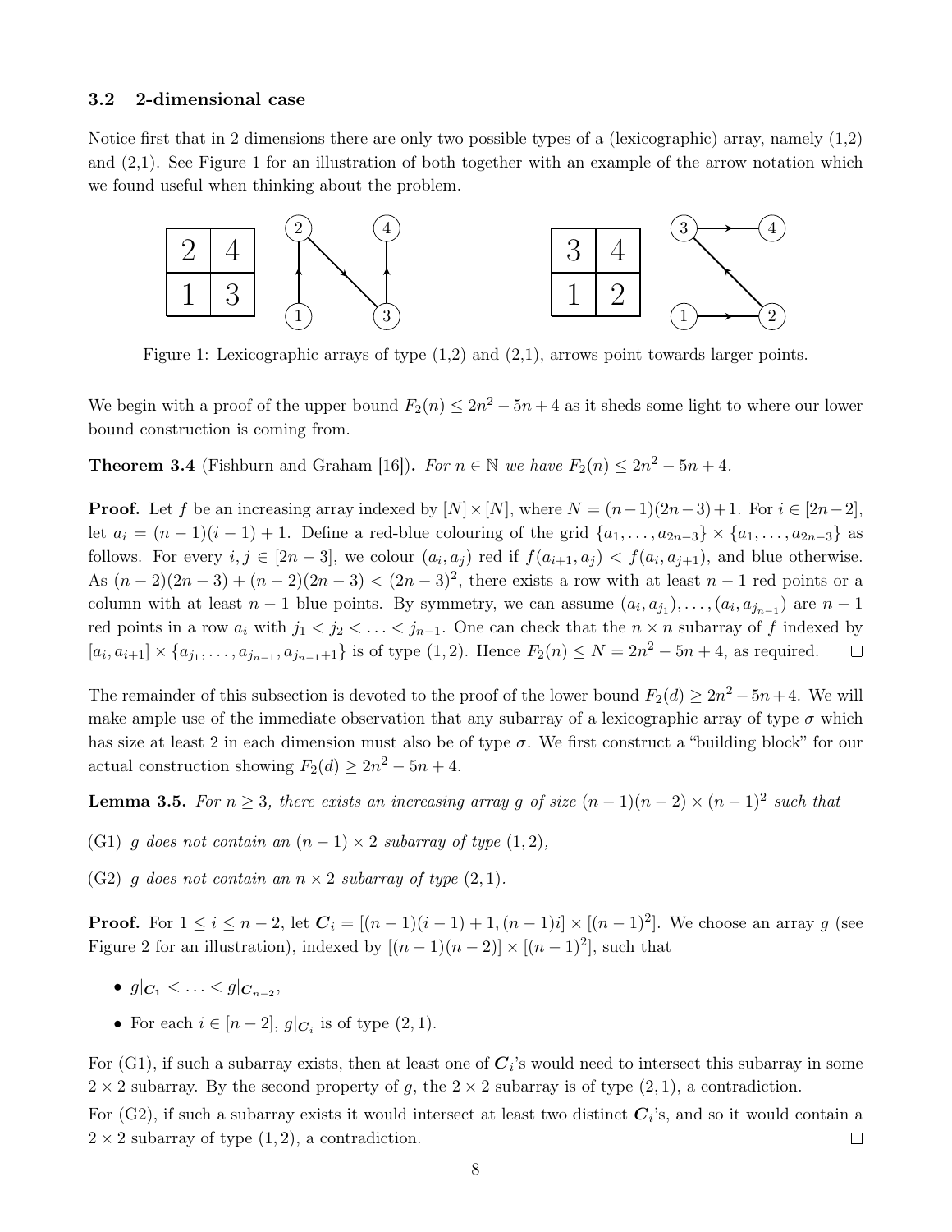### 3.2 2-dimensional case

Notice first that in 2 dimensions there are only two possible types of a (lexicographic) array, namely (1,2) and (2,1). See Figure 1 for an illustration of both together with an example of the arrow notation which we found useful when thinking about the problem.

Figure 1: Lexicographic arrays of type (1,2) and (2,1), arrows point towards larger points.

We begin with a proof of the upper bound $F_2(n) \leq 2n^2 - 5n + 4$ as it sheds some light to where our lower bound construction is coming from.

**Theorem 3.4** (Fishburn and Graham [16]). *For $n \in \mathbb{N}$ we have $F_2(n) \leq 2n^2 - 5n + 4$.*

**Proof.** Let $f$ be an increasing array indexed by $[N] \times [N]$, where $N = (n-1)(2n-3)+1$. For $i \in [2n-2]$, let $a_i = (n-1)(i-1)+1$. Define a red-blue colouring of the grid $\{a_1, \ldots, a_{2n-3}\} \times \{a_1, \ldots, a_{2n-3}\}$ as follows. For every $i, j \in [2n-3]$, we colour $(a_i, a_j)$ red if $f(a_{i+1}, a_j) < f(a_i, a_{j+1})$, and blue otherwise. As $(n-2)(2n-3) + (n-2)(2n-3) < (2n-3)^2$, there exists a row with at least $n-1$ red points or a column with at least $n-1$ blue points. By symmetry, we can assume $(a_i, a_{j_1}), \ldots, (a_i, a_{j_{n-1}})$ are $n-1$ red points in a row $a_i$ with $j_1 < j_2 < \ldots < j_{n-1}$. One can check that the $n \times n$ subarray of $f$ indexed by $[a_i, a_{i+1}] \times \{a_{j_1}, \ldots, a_{j_{n-1}}, a_{j_{n-1}+1}\}$ is of type $(1,2)$. Hence $F_2(n) \leq N = 2n^2 - 5n + 4$, as required. $\square$

The remainder of this subsection is devoted to the proof of the lower bound $F_2(d) \geq 2n^2 - 5n + 4$. We will make ample use of the immediate observation that any subarray of a lexicographic array of type $\sigma$ which has size at least 2 in each dimension must also be of type $\sigma$. We first construct a "building block" for our actual construction showing $F_2(d) \geq 2n^2 - 5n + 4$.

**Lemma 3.5.** *For $n \geq 3$, there exists an increasing array $g$ of size $(n-1)(n-2) \times (n-1)^2$ such that*

- (G1) *$g$ does not contain an $(n-1) \times 2$ subarray of type $(1,2)$,*
- (G2) *$g$ does not contain an $n \times 2$ subarray of type $(2,1)$.*

**Proof.** For $1 \leq i \leq n-2$, let $\boldsymbol{C}_i = [(n-1)(i-1)+1, (n-1)i] \times [(n-1)^2]$. We choose an array $g$ (see Figure 2 for an illustration), indexed by $[(n-1)(n-2)] \times [(n-1)^2]$, such that

- $g|_{\boldsymbol{C}_1} < \ldots < g|_{\boldsymbol{C}_{n-2}}$,
- For each $i \in [n-2]$, $g|_{\boldsymbol{C}_i}$ is of type $(2,1)$.

For (G1), if such a subarray exists, then at least one of $\boldsymbol{C}_i$'s would need to intersect this subarray in some $2 \times 2$ subarray. By the second property of $g$, the $2 \times 2$ subarray is of type $(2,1)$, a contradiction.

For (G2), if such a subarray exists it would intersect at least two distinct $\boldsymbol{C}_i$'s, and so it would contain a $2 \times 2$ subarray of type $(1,2)$, a contradiction. $\square$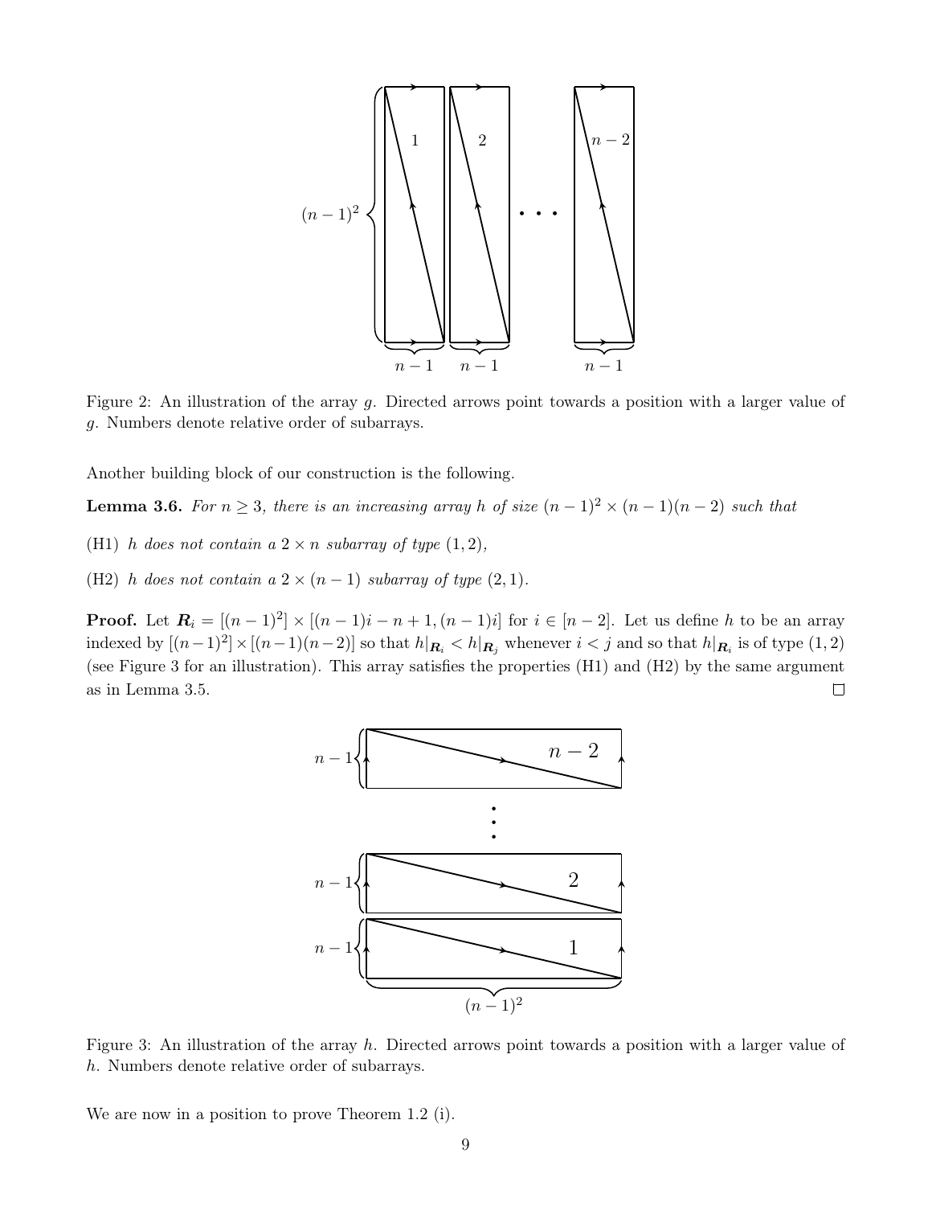Figure 2: An illustration of the array $g$. Directed arrows point towards a position with a larger value of $g$. Numbers denote relative order of subarrays.

Another building block of our construction is the following.

**Lemma 3.6.** *For $n \geq 3$, there is an increasing array $h$ of size $(n-1)^2 \times (n-1)(n-2)$ such that*

(H1) *$h$ does not contain a $2 \times n$ subarray of type $(1, 2)$,*

(H2) *$h$ does not contain a $2 \times (n-1)$ subarray of type $(2, 1)$.*

**Proof.** Let $\boldsymbol{R}_i = [(n-1)^2] \times [(n-1)i - n + 1, (n-1)i]$ for $i \in [n-2]$. Let us define $h$ to be an array indexed by $[(n-1)^2] \times [(n-1)(n-2)]$ so that $h|_{\boldsymbol{R}_i} < h|_{\boldsymbol{R}_j}$ whenever $i < j$ and so that $h|_{\boldsymbol{R}_i}$ is of type $(1, 2)$ (see Figure 3 for an illustration). This array satisfies the properties (H1) and (H2) by the same argument as in Lemma 3.5. $\square$

Figure 3: An illustration of the array $h$. Directed arrows point towards a position with a larger value of $h$. Numbers denote relative order of subarrays.

We are now in a position to prove Theorem 1.2 (i).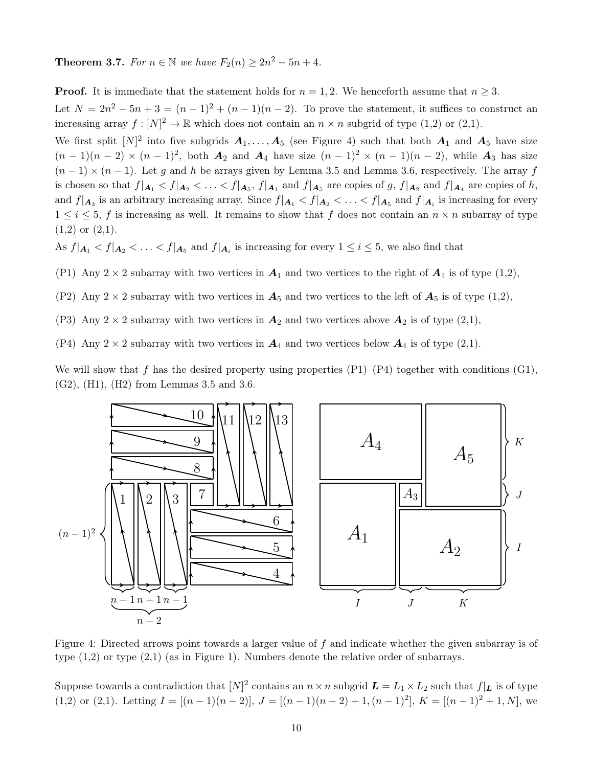**Theorem 3.7.** *For $n \in \mathbb{N}$ we have $F_2(n) \geq 2n^2 - 5n + 4$.*

**Proof.** It is immediate that the statement holds for $n = 1, 2$. We henceforth assume that $n \geq 3$.

Let $N = 2n^2 - 5n + 3 = (n-1)^2 + (n-1)(n-2)$. To prove the statement, it suffices to construct an increasing array $f : [N]^2 \to \mathbb{R}$ which does not contain an $n \times n$ subgrid of type (1,2) or (2,1).

We first split $[N]^2$ into five subgrids $\boldsymbol{A}_1, \ldots, \boldsymbol{A}_5$ (see Figure 4) such that both $\boldsymbol{A}_1$ and $\boldsymbol{A}_5$ have size $(n-1)(n-2) \times (n-1)^2$, both $\boldsymbol{A}_2$ and $\boldsymbol{A}_4$ have size $(n-1)^2 \times (n-1)(n-2)$, while $\boldsymbol{A}_3$ has size $(n-1) \times (n-1)$. Let $g$ and $h$ be arrays given by Lemma 3.5 and Lemma 3.6, respectively. The array $f$ is chosen so that $f|_{\boldsymbol{A}_1} < f|_{\boldsymbol{A}_2} < \ldots < f|_{\boldsymbol{A}_5}$, $f|_{\boldsymbol{A}_1}$ and $f|_{\boldsymbol{A}_5}$ are copies of $g$, $f|_{\boldsymbol{A}_2}$ and $f|_{\boldsymbol{A}_4}$ are copies of $h$, and $f|_{\boldsymbol{A}_3}$ is an arbitrary increasing array. Since $f|_{\boldsymbol{A}_1} < f|_{\boldsymbol{A}_2} < \ldots < f|_{\boldsymbol{A}_5}$ and $f|_{\boldsymbol{A}_i}$ is increasing for every $1 \leq i \leq 5$, $f$ is increasing as well. It remains to show that $f$ does not contain an $n \times n$ subarray of type (1,2) or (2,1).

As $f|_{\boldsymbol{A}_1} < f|_{\boldsymbol{A}_2} < \ldots < f|_{\boldsymbol{A}_5}$ and $f|_{\boldsymbol{A}_i}$ is increasing for every $1 \leq i \leq 5$, we also find that

(P1) Any $2 \times 2$ subarray with two vertices in $\boldsymbol{A}_1$ and two vertices to the right of $\boldsymbol{A}_1$ is of type (1,2),

(P2) Any $2 \times 2$ subarray with two vertices in $\boldsymbol{A}_5$ and two vertices to the left of $\boldsymbol{A}_5$ is of type (1,2),

(P3) Any $2 \times 2$ subarray with two vertices in $\boldsymbol{A}_2$ and two vertices above $\boldsymbol{A}_2$ is of type (2,1),

(P4) Any $2 \times 2$ subarray with two vertices in $\boldsymbol{A}_4$ and two vertices below $\boldsymbol{A}_4$ is of type (2,1).

We will show that $f$ has the desired property using properties (P1)–(P4) together with conditions (G1), (G2), (H1), (H2) from Lemmas 3.5 and 3.6.

Figure 4: Directed arrows point towards a larger value of $f$ and indicate whether the given subarray is of type (1,2) or type (2,1) (as in Figure 1). Numbers denote the relative order of subarrays.

Suppose towards a contradiction that $[N]^2$ contains an $n \times n$ subgrid $\boldsymbol{L} = L_1 \times L_2$ such that $f|_{\boldsymbol{L}}$ is of type (1,2) or (2,1). Letting $I = [(n-1)(n-2)]$, $J = [(n-1)(n-2)+1, (n-1)^2]$, $K = [(n-1)^2 + 1, N]$, we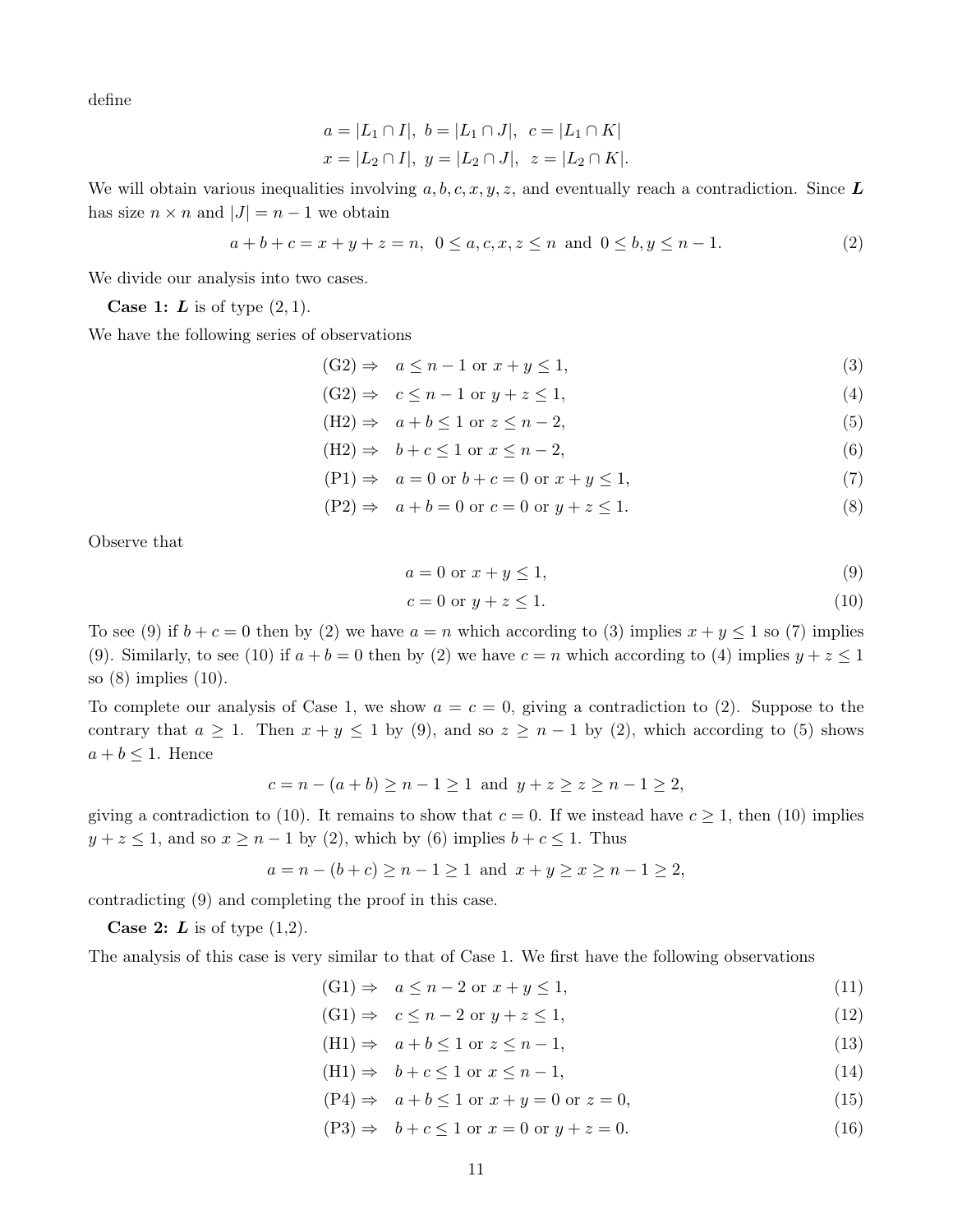define

$$a = |L_1 \cap I|, \; b = |L_1 \cap J|, \; \; c = |L_1 \cap K|$$
$$x = |L_2 \cap I|, \; y = |L_2 \cap J|, \; \; z = |L_2 \cap K|.$$

We will obtain various inequalities involving $a, b, c, x, y, z$, and eventually reach a contradiction. Since $\boldsymbol{L}$ has size $n \times n$ and $|J| = n - 1$ we obtain

$$a + b + c = x + y + z = n, \;\; 0 \le a, c, x, z \le n \; \text{ and } \; 0 \le b, y \le n - 1. \tag{2}$$

We divide our analysis into two cases.

**Case 1:** $\boldsymbol{L}$ **is of type** $(2, 1)$.

We have the following series of observations

$$\text{(G2)} \Rightarrow \quad a \le n - 1 \text{ or } x + y \le 1, \tag{3}$$
$$\text{(G2)} \Rightarrow \quad c \le n - 1 \text{ or } y + z \le 1, \tag{4}$$
$$\text{(H2)} \Rightarrow \quad a + b \le 1 \text{ or } z \le n - 2, \tag{5}$$
$$\text{(H2)} \Rightarrow \quad b + c \le 1 \text{ or } x \le n - 2, \tag{6}$$
$$\text{(P1)} \Rightarrow \quad a = 0 \text{ or } b + c = 0 \text{ or } x + y \le 1, \tag{7}$$
$$\text{(P2)} \Rightarrow \quad a + b = 0 \text{ or } c = 0 \text{ or } y + z \le 1. \tag{8}$$

Observe that

$$a = 0 \text{ or } x + y \le 1, \tag{9}$$
$$c = 0 \text{ or } y + z \le 1. \tag{10}$$

To see (9) if $b + c = 0$ then by (2) we have $a = n$ which according to (3) implies $x + y \le 1$ so (7) implies (9). Similarly, to see (10) if $a + b = 0$ then by (2) we have $c = n$ which according to (4) implies $y + z \le 1$ so (8) implies (10).

To complete our analysis of Case 1, we show $a = c = 0$, giving a contradiction to (2). Suppose to the contrary that $a \ge 1$. Then $x + y \le 1$ by (9), and so $z \ge n - 1$ by (2), which according to (5) shows $a + b \le 1$. Hence

$$c = n - (a + b) \ge n - 1 \ge 1 \; \text{ and } \; y + z \ge z \ge n - 1 \ge 2,$$

giving a contradiction to (10). It remains to show that $c = 0$. If we instead have $c \ge 1$, then (10) implies $y + z \le 1$, and so $x \ge n - 1$ by (2), which by (6) implies $b + c \le 1$. Thus

$$a = n - (b + c) \ge n - 1 \ge 1 \; \text{ and } \; x + y \ge x \ge n - 1 \ge 2,$$

contradicting (9) and completing the proof in this case.

**Case 2:** $\boldsymbol{L}$ **is of type** $(1,2)$.

The analysis of this case is very similar to that of Case 1. We first have the following observations

$$\text{(G1)} \Rightarrow \quad a \le n - 2 \text{ or } x + y \le 1, \tag{11}$$
$$\text{(G1)} \Rightarrow \quad c \le n - 2 \text{ or } y + z \le 1, \tag{12}$$
$$\text{(H1)} \Rightarrow \quad a + b \le 1 \text{ or } z \le n - 1, \tag{13}$$
$$\text{(H1)} \Rightarrow \quad b + c \le 1 \text{ or } x \le n - 1, \tag{14}$$
$$\text{(P4)} \Rightarrow \quad a + b \le 1 \text{ or } x + y = 0 \text{ or } z = 0, \tag{15}$$
$$\text{(P3)} \Rightarrow \quad b + c \le 1 \text{ or } x = 0 \text{ or } y + z = 0. \tag{16}$$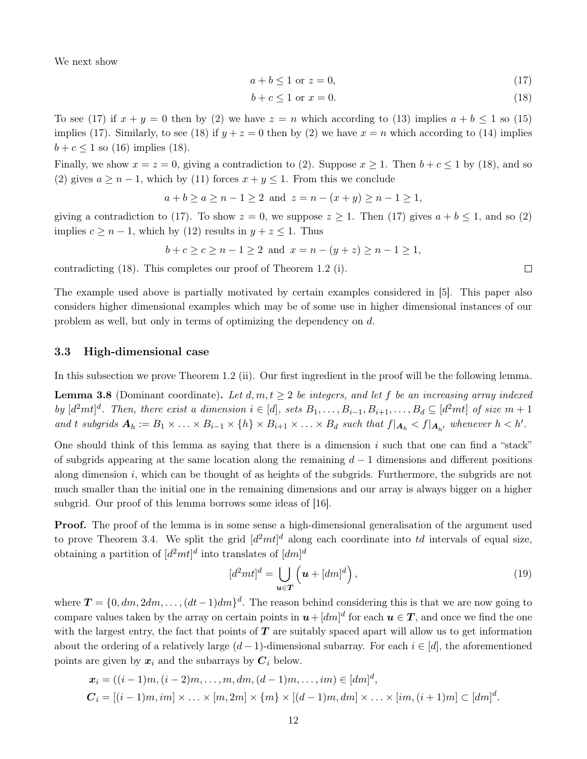We next show

$$a + b \le 1 \text{ or } z = 0, \tag{17}$$

$$b + c \le 1 \text{ or } x = 0. \tag{18}$$

To see (17) if $x + y = 0$ then by (2) we have $z = n$ which according to (13) implies $a + b \le 1$ so (15) implies (17). Similarly, to see (18) if $y + z = 0$ then by (2) we have $x = n$ which according to (14) implies $b + c \le 1$ so (16) implies (18).

Finally, we show $x = z = 0$, giving a contradiction to (2). Suppose $x \ge 1$. Then $b + c \le 1$ by (18), and so (2) gives $a \ge n - 1$, which by (11) forces $x + y \le 1$. From this we conclude

$$a + b \ge a \ge n - 1 \ge 2 \text{ and } z = n - (x + y) \ge n - 1 \ge 1,$$

giving a contradiction to (17). To show $z = 0$, we suppose $z \ge 1$. Then (17) gives $a + b \le 1$, and so (2) implies $c \ge n - 1$, which by (12) results in $y + z \le 1$. Thus

$$b + c \ge c \ge n - 1 \ge 2 \text{ and } x = n - (y + z) \ge n - 1 \ge 1,$$

contradicting (18). This completes our proof of Theorem 1.2 (i). □

The example used above is partially motivated by certain examples considered in [5]. This paper also considers higher dimensional examples which may be of some use in higher dimensional instances of our problem as well, but only in terms of optimizing the dependency on $d$.

### 3.3 High-dimensional case

In this subsection we prove Theorem 1.2 (ii). Our first ingredient in the proof will be the following lemma.

**Lemma 3.8** (Dominant coordinate)**.** *Let $d, m, t \ge 2$ be integers, and let $f$ be an increasing array indexed by $[d^2mt]^d$. Then, there exist a dimension $i \in [d]$, sets $B_1, \dots, B_{i-1}, B_{i+1}, \dots, B_d \subseteq [d^2mt]$ of size $m + 1$ and $t$ subgrids $\boldsymbol{A}_h := B_1 \times \dots \times B_{i-1} \times \{h\} \times B_{i+1} \times \dots \times B_d$ such that $f|_{\boldsymbol{A}_h} < f|_{\boldsymbol{A}_{h'}}$ whenever $h < h'$.*

One should think of this lemma as saying that there is a dimension $i$ such that one can find a "stack" of subgrids appearing at the same location along the remaining $d - 1$ dimensions and different positions along dimension $i$, which can be thought of as heights of the subgrids. Furthermore, the subgrids are not much smaller than the initial one in the remaining dimensions and our array is always bigger on a higher subgrid. Our proof of this lemma borrows some ideas of [16].

**Proof.** The proof of the lemma is in some sense a high-dimensional generalisation of the argument used to prove Theorem 3.4. We split the grid $[d^2mt]^d$ along each coordinate into $td$ intervals of equal size, obtaining a partition of $[d^2mt]^d$ into translates of $[dm]^d$

$$[d^2mt]^d = \bigcup_{\boldsymbol{u} \in \boldsymbol{T}} \left( \boldsymbol{u} + [dm]^d \right), \tag{19}$$

where $\boldsymbol{T} = \{0, dm, 2dm, \dots, (dt-1)dm\}^d$. The reason behind considering this is that we are now going to compare values taken by the array on certain points in $\boldsymbol{u} + [dm]^d$ for each $\boldsymbol{u} \in \boldsymbol{T}$, and once we find the one with the largest entry, the fact that points of $\boldsymbol{T}$ are suitably spaced apart will allow us to get information about the ordering of a relatively large $(d-1)$-dimensional subarray. For each $i \in [d]$, the aforementioned points are given by $\boldsymbol{x}_i$ and the subarrays by $\boldsymbol{C}_i$ below.

$$\boldsymbol{x}_i = ((i-1)m, (i-2)m, \dots, m, dm, (d-1)m, \dots, im) \in [dm]^d,$$
$$\boldsymbol{C}_i = [(i-1)m, im] \times \dots \times [m, 2m] \times \{m\} \times [(d-1)m, dm] \times \dots \times [im, (i+1)m] \subset [dm]^d.$$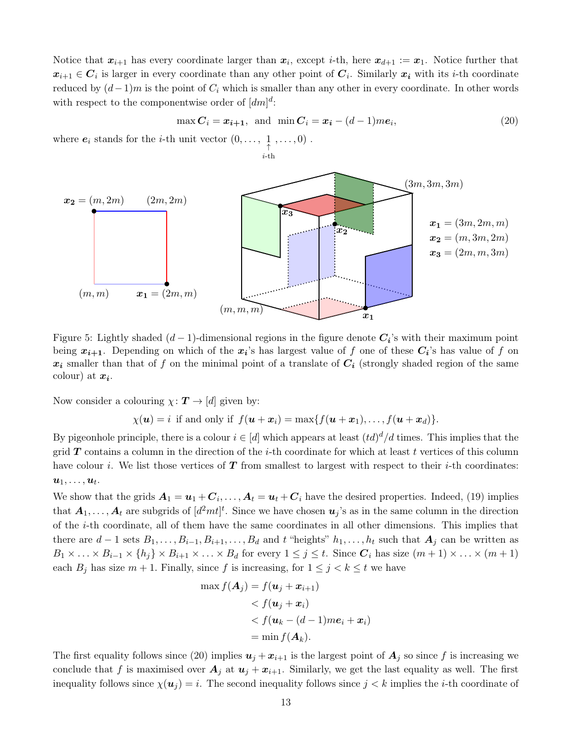Notice that $\boldsymbol{x}_{i+1}$ has every coordinate larger than $\boldsymbol{x}_i$, except $i$-th, here $\boldsymbol{x}_{d+1} := \boldsymbol{x}_1$. Notice further that $\boldsymbol{x}_{i+1} \in \boldsymbol{C}_i$ is larger in every coordinate than any other point of $\boldsymbol{C}_i$. Similarly $\boldsymbol{x}_i$ with its $i$-th coordinate reduced by $(d-1)m$ is the point of $C_i$ which is smaller than any other in every coordinate. In other words with respect to the componentwise order of $[dm]^d$:

$$\max \boldsymbol{C}_i = \boldsymbol{x}_{i+1}, \text{ and } \min \boldsymbol{C}_i = \boldsymbol{x}_i - (d-1)m\boldsymbol{e}_i, \tag{20}$$

where $\boldsymbol{e}_i$ stands for the $i$-th unit vector $(0, \ldots, \underset{i\text{-th}}{\underset{\uparrow}{1}}, \ldots, 0)$ .

$\boldsymbol{x_2} = (m, 2m)$ $(2m, 2m)$ $(m, m)$ $\boldsymbol{x_1} = (2m, m)$ $(3m, 3m, 3m)$ $(m, m, m)$ $\boldsymbol{x_1} = (3m, 2m, m)$ $\boldsymbol{x_2} = (m, 3m, 2m)$ $\boldsymbol{x_3} = (2m, m, 3m)$

Figure 5: Lightly shaded $(d-1)$-dimensional regions in the figure denote $\boldsymbol{C_i}$'s with their maximum point being $\boldsymbol{x_{i+1}}$. Depending on which of the $\boldsymbol{x_i}$'s has largest value of $f$ one of these $\boldsymbol{C_i}$'s has value of $f$ on $\boldsymbol{x_i}$ smaller than that of $f$ on the minimal point of a translate of $\boldsymbol{C_i}$ (strongly shaded region of the same colour) at $\boldsymbol{x_i}$.

Now consider a colouring $\chi\colon \boldsymbol{T} \to [d]$ given by:

$$\chi(\boldsymbol{u}) = i \text{ if and only if } f(\boldsymbol{u} + \boldsymbol{x}_i) = \max\{f(\boldsymbol{u} + \boldsymbol{x}_1), \ldots, f(\boldsymbol{u} + \boldsymbol{x}_d)\}.$$

By pigeonhole principle, there is a colour $i \in [d]$ which appears at least $(td)^d/d$ times. This implies that the grid $\boldsymbol{T}$ contains a column in the direction of the $i$-th coordinate for which at least $t$ vertices of this column have colour $i$. We list those vertices of $\boldsymbol{T}$ from smallest to largest with respect to their $i$-th coordinates: $\boldsymbol{u}_1, \ldots, \boldsymbol{u}_t$.

We show that the grids $\boldsymbol{A}_1 = \boldsymbol{u}_1 + \boldsymbol{C}_i, \ldots, \boldsymbol{A}_t = \boldsymbol{u}_t + \boldsymbol{C}_i$ have the desired properties. Indeed, (19) implies that $\boldsymbol{A}_1, \ldots, \boldsymbol{A}_t$ are subgrids of $[d^2mt]^t$. Since we have chosen $\boldsymbol{u}_j$'s as in the same column in the direction of the $i$-th coordinate, all of them have the same coordinates in all other dimensions. This implies that there are $d-1$ sets $B_1, \ldots, B_{i-1}, B_{i+1}, \ldots, B_d$ and $t$ "heights" $h_1, \ldots, h_t$ such that $\boldsymbol{A}_j$ can be written as $B_1 \times \ldots \times B_{i-1} \times \{h_j\} \times B_{i+1} \times \ldots \times B_d$ for every $1 \le j \le t$. Since $\boldsymbol{C}_i$ has size $(m+1) \times \ldots \times (m+1)$ each $B_j$ has size $m+1$. Finally, since $f$ is increasing, for $1 \le j < k \le t$ we have

$$\begin{aligned}
\max f(\boldsymbol{A}_j) &= f(\boldsymbol{u}_j + \boldsymbol{x}_{i+1}) \\
&< f(\boldsymbol{u}_j + \boldsymbol{x}_i) \\
&< f(\boldsymbol{u}_k - (d-1)m\boldsymbol{e}_i + \boldsymbol{x}_i) \\
&= \min f(\boldsymbol{A}_k).
\end{aligned}$$

The first equality follows since (20) implies $\boldsymbol{u}_j + \boldsymbol{x}_{i+1}$ is the largest point of $\boldsymbol{A}_j$ so since $f$ is increasing we conclude that $f$ is maximised over $\boldsymbol{A}_j$ at $\boldsymbol{u}_j + \boldsymbol{x}_{i+1}$. Similarly, we get the last equality as well. The first inequality follows since $\chi(\boldsymbol{u}_j) = i$. The second inequality follows since $j < k$ implies the $i$-th coordinate of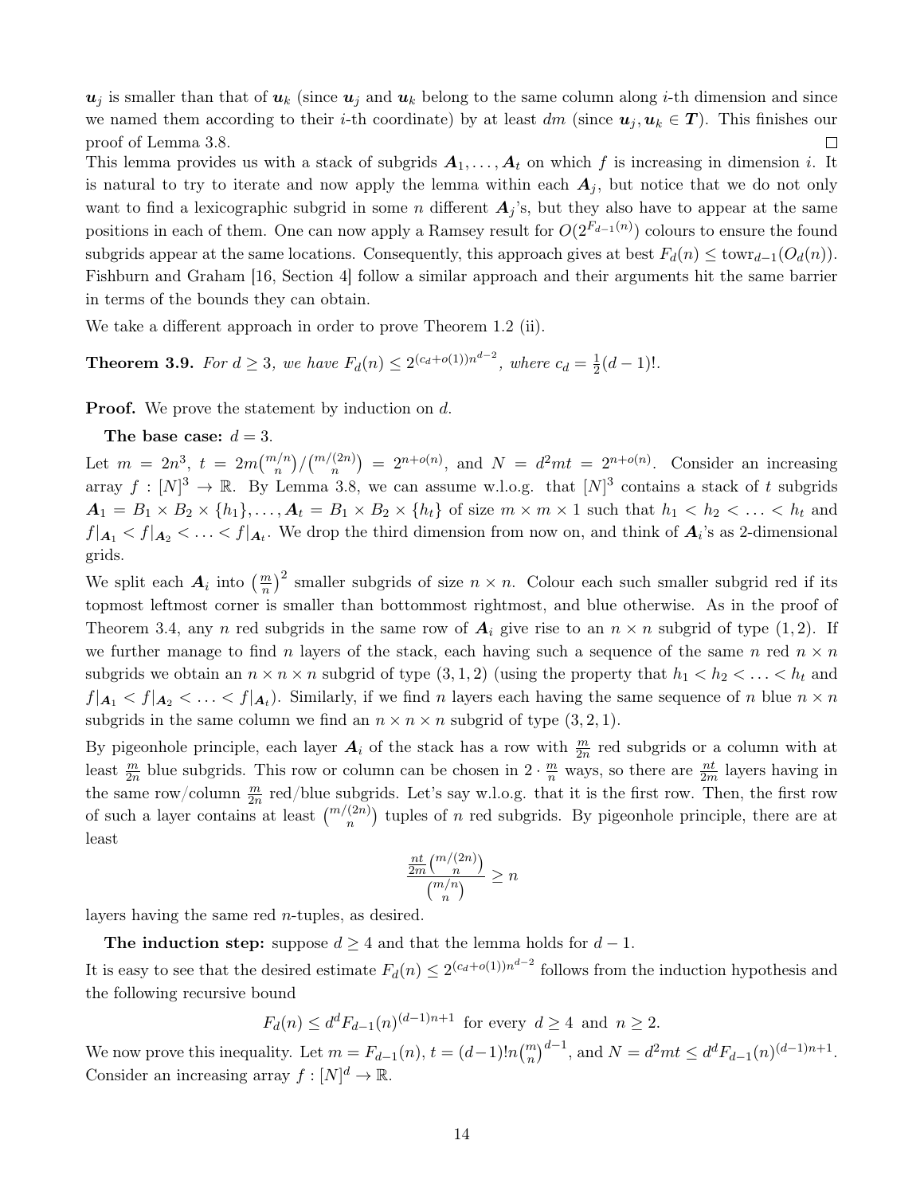$\boldsymbol{u}_j$ is smaller than that of $\boldsymbol{u}_k$ (since $\boldsymbol{u}_j$ and $\boldsymbol{u}_k$ belong to the same column along $i$-th dimension and since we named them according to their $i$-th coordinate) by at least $dm$ (since $\boldsymbol{u}_j, \boldsymbol{u}_k \in \boldsymbol{T}$). This finishes our proof of Lemma 3.8. $\square$

This lemma provides us with a stack of subgrids $\boldsymbol{A}_1, \ldots, \boldsymbol{A}_t$ on which $f$ is increasing in dimension $i$. It is natural to try to iterate and now apply the lemma within each $\boldsymbol{A}_j$, but notice that we do not only want to find a lexicographic subgrid in some $n$ different $\boldsymbol{A}_j$'s, but they also have to appear at the same positions in each of them. One can now apply a Ramsey result for $O(2^{F_{d-1}(n)})$ colours to ensure the found subgrids appear at the same locations. Consequently, this approach gives at best $F_d(n) \le \mathrm{towr}_{d-1}(O_d(n))$. Fishburn and Graham [16, Section 4] follow a similar approach and their arguments hit the same barrier in terms of the bounds they can obtain.

We take a different approach in order to prove Theorem 1.2 (ii).

**Theorem 3.9.** *For $d \ge 3$, we have $F_d(n) \le 2^{(c_d+o(1))n^{d-2}}$, where $c_d = \frac{1}{2}(d-1)!$.*

**Proof.** We prove the statement by induction on $d$.

**The base case:** $d = 3$.

Let $m = 2n^3$, $t = 2m\binom{m/n}{n}/\binom{m/(2n)}{n} = 2^{n+o(n)}$, and $N = d^2mt = 2^{n+o(n)}$. Consider an increasing array $f : [N]^3 \to \mathbb{R}$. By Lemma 3.8, we can assume w.l.o.g. that $[N]^3$ contains a stack of $t$ subgrids $\boldsymbol{A}_1 = B_1 \times B_2 \times \{h_1\}, \ldots, \boldsymbol{A}_t = B_1 \times B_2 \times \{h_t\}$ of size $m \times m \times 1$ such that $h_1 < h_2 < \ldots < h_t$ and $f|_{\boldsymbol{A}_1} < f|_{\boldsymbol{A}_2} < \ldots < f|_{\boldsymbol{A}_t}$. We drop the third dimension from now on, and think of $\boldsymbol{A}_i$'s as 2-dimensional grids.

We split each $\boldsymbol{A}_i$ into $\left(\frac{m}{n}\right)^2$ smaller subgrids of size $n \times n$. Colour each such smaller subgrid red if its topmost leftmost corner is smaller than bottommost rightmost, and blue otherwise. As in the proof of Theorem 3.4, any $n$ red subgrids in the same row of $\boldsymbol{A}_i$ give rise to an $n \times n$ subgrid of type $(1, 2)$. If we further manage to find $n$ layers of the stack, each having such a sequence of the same $n$ red $n \times n$ subgrids we obtain an $n \times n \times n$ subgrid of type $(3, 1, 2)$ (using the property that $h_1 < h_2 < \ldots < h_t$ and $f|_{\boldsymbol{A}_1} < f|_{\boldsymbol{A}_2} < \ldots < f|_{\boldsymbol{A}_t}$). Similarly, if we find $n$ layers each having the same sequence of $n$ blue $n \times n$ subgrids in the same column we find an $n \times n \times n$ subgrid of type $(3, 2, 1)$.

By pigeonhole principle, each layer $\boldsymbol{A}_i$ of the stack has a row with $\frac{m}{2n}$ red subgrids or a column with at least $\frac{m}{2n}$ blue subgrids. This row or column can be chosen in $2 \cdot \frac{m}{n}$ ways, so there are $\frac{nt}{2m}$ layers having in the same row/column $\frac{m}{2n}$ red/blue subgrids. Let's say w.l.o.g. that it is the first row. Then, the first row of such a layer contains at least $\binom{m/(2n)}{n}$ tuples of $n$ red subgrids. By pigeonhole principle, there are at least

$$\frac{\frac{nt}{2m}\binom{m/(2n)}{n}}{\binom{m/n}{n}} \ge n$$

layers having the same red $n$-tuples, as desired.

**The induction step:** suppose $d \ge 4$ and that the lemma holds for $d - 1$.

It is easy to see that the desired estimate $F_d(n) \le 2^{(c_d+o(1))n^{d-2}}$ follows from the induction hypothesis and the following recursive bound

$$F_d(n) \le d^d F_{d-1}(n)^{(d-1)n+1} \text{ for every } d \ge 4 \text{ and } n \ge 2.$$

We now prove this inequality. Let $m = F_{d-1}(n)$, $t = (d-1)!n\binom{m}{n}^{d-1}$, and $N = d^2mt \le d^d F_{d-1}(n)^{(d-1)n+1}$. Consider an increasing array $f : [N]^d \to \mathbb{R}$.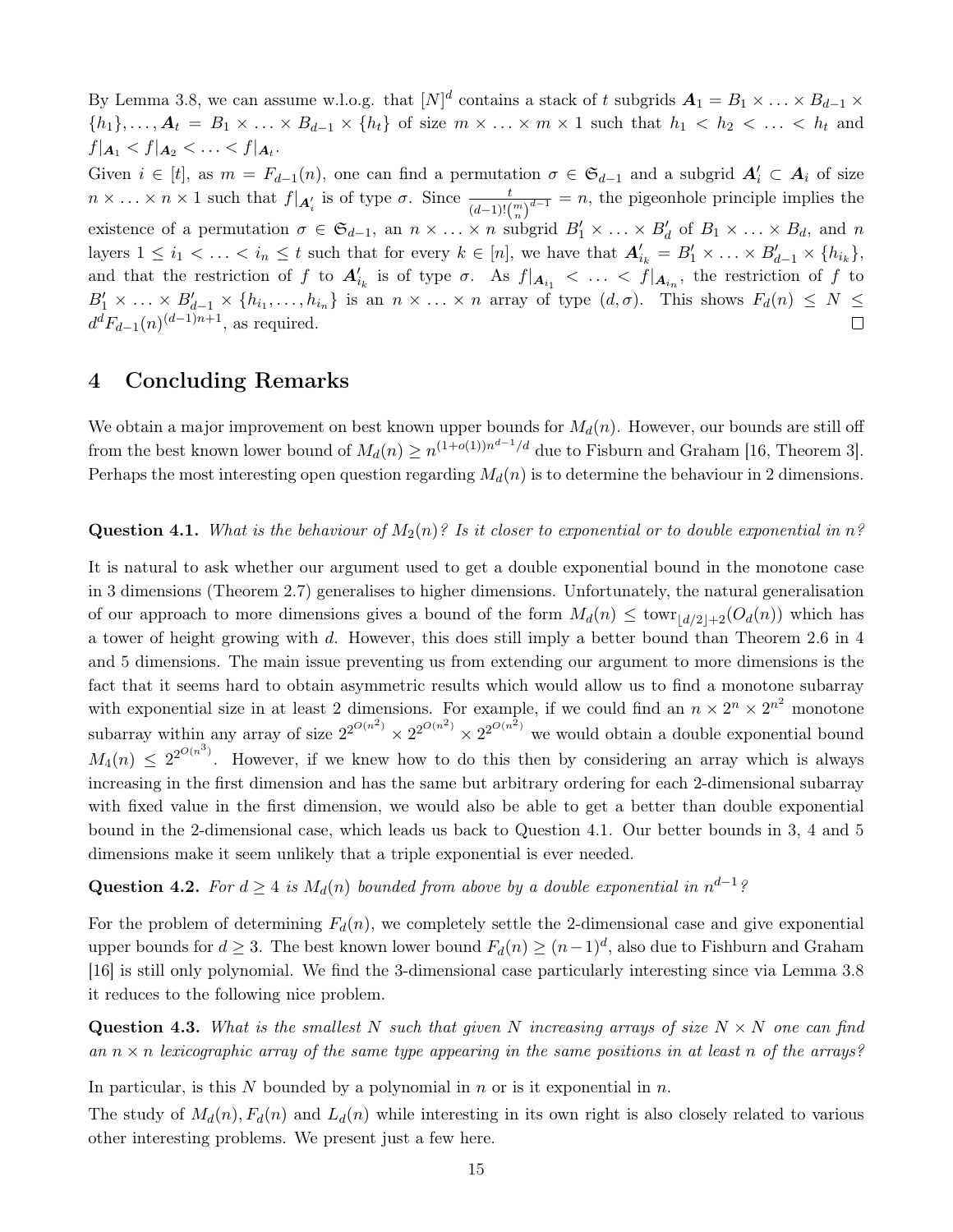By Lemma 3.8, we can assume w.l.o.g. that $[N]^d$ contains a stack of $t$ subgrids $\boldsymbol{A}_1 = B_1 \times \ldots \times B_{d-1} \times \{h_1\}, \ldots, \boldsymbol{A}_t = B_1 \times \ldots \times B_{d-1} \times \{h_t\}$ of size $m \times \ldots \times m \times 1$ such that $h_1 < h_2 < \ldots < h_t$ and $f|_{\boldsymbol{A}_1} < f|_{\boldsymbol{A}_2} < \ldots < f|_{\boldsymbol{A}_t}$.

Given $i \in [t]$, as $m = F_{d-1}(n)$, one can find a permutation $\sigma \in \mathfrak{S}_{d-1}$ and a subgrid $\boldsymbol{A}'_i \subset \boldsymbol{A}_i$ of size $n \times \ldots \times n \times 1$ such that $f|_{\boldsymbol{A}'_i}$ is of type $\sigma$. Since $\frac{t}{(d-1)!\binom{m}{n}^{d-1}} = n$, the pigeonhole principle implies the existence of a permutation $\sigma \in \mathfrak{S}_{d-1}$, an $n \times \ldots \times n$ subgrid $B'_1 \times \ldots \times B'_d$ of $B_1 \times \ldots \times B_d$, and $n$ layers $1 \leq i_1 < \ldots < i_n \leq t$ such that for every $k \in [n]$, we have that $\boldsymbol{A}'_{i_k} = B'_1 \times \ldots \times B'_{d-1} \times \{h_{i_k}\}$, and that the restriction of $f$ to $\boldsymbol{A}'_{i_k}$ is of type $\sigma$. As $f|_{\boldsymbol{A}_{i_1}} < \ldots < f|_{\boldsymbol{A}_{i_n}}$, the restriction of $f$ to $B'_1 \times \ldots \times B'_{d-1} \times \{h_{i_1}, \ldots, h_{i_n}\}$ is an $n \times \ldots \times n$ array of type $(d, \sigma)$. This shows $F_d(n) \leq N \leq d^d F_{d-1}(n)^{(d-1)n+1}$, as required. $\square$

## 4 Concluding Remarks

We obtain a major improvement on best known upper bounds for $M_d(n)$. However, our bounds are still off from the best known lower bound of $M_d(n) \geq n^{(1+o(1))n^{d-1}/d}$ due to Fisburn and Graham [16, Theorem 3]. Perhaps the most interesting open question regarding $M_d(n)$ is to determine the behaviour in 2 dimensions.

**Question 4.1.** *What is the behaviour of $M_2(n)$? Is it closer to exponential or to double exponential in $n$?*

It is natural to ask whether our argument used to get a double exponential bound in the monotone case in 3 dimensions (Theorem 2.7) generalises to higher dimensions. Unfortunately, the natural generalisation of our approach to more dimensions gives a bound of the form $M_d(n) \leq \mathrm{towr}_{\lfloor d/2 \rfloor + 2}(O_d(n))$ which has a tower of height growing with $d$. However, this does still imply a better bound than Theorem 2.6 in 4 and 5 dimensions. The main issue preventing us from extending our argument to more dimensions is the fact that it seems hard to obtain asymmetric results which would allow us to find a monotone subarray with exponential size in at least 2 dimensions. For example, if we could find an $n \times 2^n \times 2^{n^2}$ monotone subarray within any array of size $2^{2^{O(n^2)}} \times 2^{2^{O(n^2)}} \times 2^{2^{O(n^2)}}$ we would obtain a double exponential bound $M_4(n) \leq 2^{2^{O(n^3)}}$. However, if we knew how to do this then by considering an array which is always increasing in the first dimension and has the same but arbitrary ordering for each 2-dimensional subarray with fixed value in the first dimension, we would also be able to get a better than double exponential bound in the 2-dimensional case, which leads us back to Question 4.1. Our better bounds in 3, 4 and 5 dimensions make it seem unlikely that a triple exponential is ever needed.

**Question 4.2.** *For $d \geq 4$ is $M_d(n)$ bounded from above by a double exponential in $n^{d-1}$?*

For the problem of determining $F_d(n)$, we completely settle the 2-dimensional case and give exponential upper bounds for $d \geq 3$. The best known lower bound $F_d(n) \geq (n-1)^d$, also due to Fishburn and Graham [16] is still only polynomial. We find the 3-dimensional case particularly interesting since via Lemma 3.8 it reduces to the following nice problem.

**Question 4.3.** *What is the smallest $N$ such that given $N$ increasing arrays of size $N \times N$ one can find an $n \times n$ lexicographic array of the same type appearing in the same positions in at least $n$ of the arrays?*

In particular, is this $N$ bounded by a polynomial in $n$ or is it exponential in $n$.

The study of $M_d(n), F_d(n)$ and $L_d(n)$ while interesting in its own right is also closely related to various other interesting problems. We present just a few here.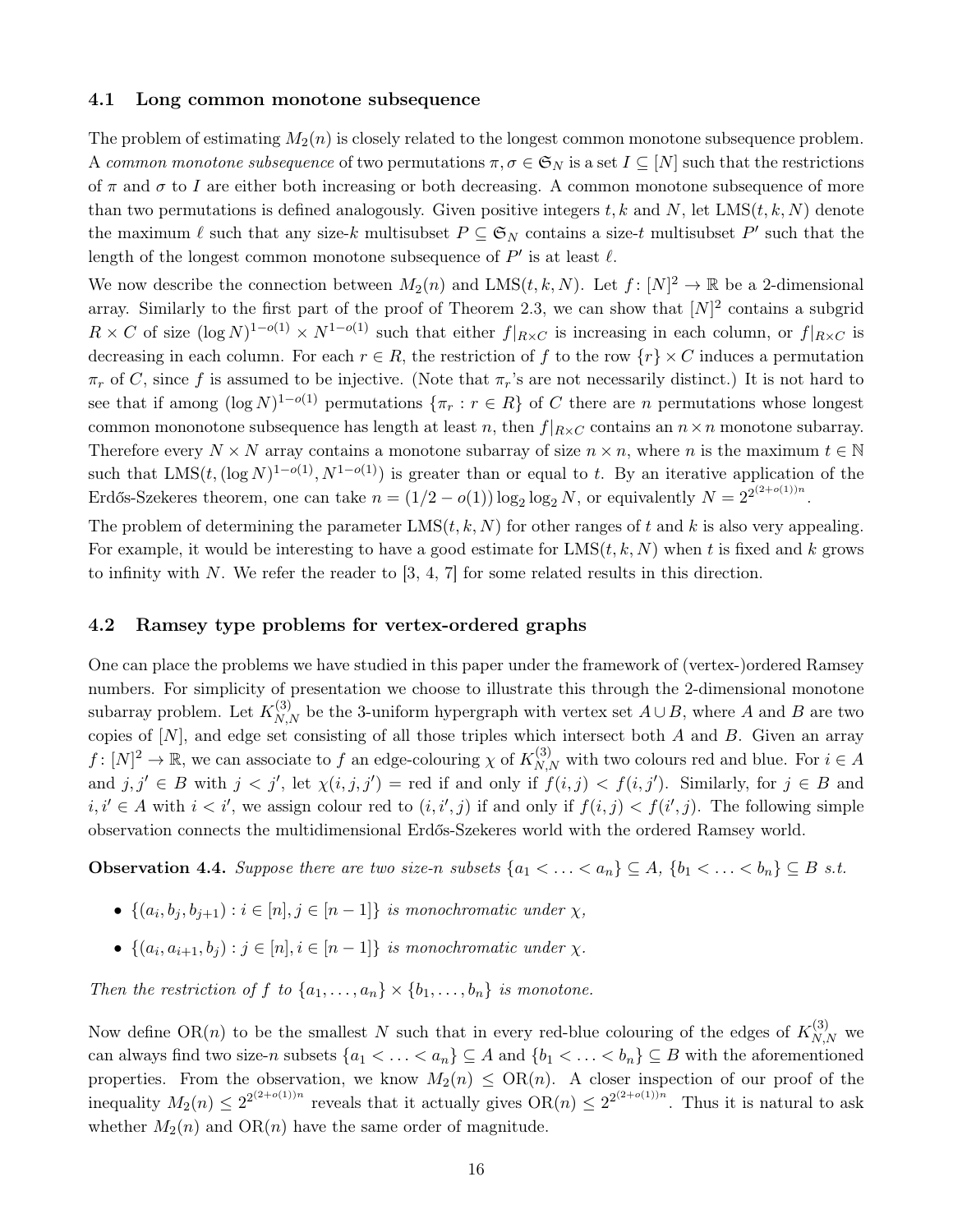### 4.1 Long common monotone subsequence

The problem of estimating $M_2(n)$ is closely related to the longest common monotone subsequence problem. A *common monotone subsequence* of two permutations $\pi, \sigma \in \mathfrak{S}_N$ is a set $I \subseteq [N]$ such that the restrictions of $\pi$ and $\sigma$ to $I$ are either both increasing or both decreasing. A common monotone subsequence of more than two permutations is defined analogously. Given positive integers $t, k$ and $N$, let $\mathrm{LMS}(t, k, N)$ denote the maximum $\ell$ such that any size-$k$ multisubset $P \subseteq \mathfrak{S}_N$ contains a size-$t$ multisubset $P'$ such that the length of the longest common monotone subsequence of $P'$ is at least $\ell$.

We now describe the connection between $M_2(n)$ and $\mathrm{LMS}(t, k, N)$. Let $f\colon [N]^2 \to \mathbb{R}$ be a 2-dimensional array. Similarly to the first part of the proof of Theorem 2.3, we can show that $[N]^2$ contains a subgrid $R \times C$ of size $(\log N)^{1-o(1)} \times N^{1-o(1)}$ such that either $f|_{R\times C}$ is increasing in each column, or $f|_{R\times C}$ is decreasing in each column. For each $r \in R$, the restriction of $f$ to the row $\{r\} \times C$ induces a permutation $\pi_r$ of $C$, since $f$ is assumed to be injective. (Note that $\pi_r$'s are not necessarily distinct.) It is not hard to see that if among $(\log N)^{1-o(1)}$ permutations $\{\pi_r : r \in R\}$ of $C$ there are $n$ permutations whose longest common monotone subsequence has length at least $n$, then $f|_{R\times C}$ contains an $n \times n$ monotone subarray. Therefore every $N \times N$ array contains a monotone subarray of size $n \times n$, where $n$ is the maximum $t \in \mathbb{N}$ such that $\mathrm{LMS}(t, (\log N)^{1-o(1)}, N^{1-o(1)})$ is greater than or equal to $t$. By an iterative application of the Erdős-Szekeres theorem, one can take $n = (1/2 - o(1)) \log_2 \log_2 N$, or equivalently $N = 2^{2^{(2+o(1))n}}$.

The problem of determining the parameter $\mathrm{LMS}(t, k, N)$ for other ranges of $t$ and $k$ is also very appealing. For example, it would be interesting to have a good estimate for $\mathrm{LMS}(t, k, N)$ when $t$ is fixed and $k$ grows to infinity with $N$. We refer the reader to [3, 4, 7] for some related results in this direction.

### 4.2 Ramsey type problems for vertex-ordered graphs

One can place the problems we have studied in this paper under the framework of (vertex-)ordered Ramsey numbers. For simplicity of presentation we choose to illustrate this through the 2-dimensional monotone subarray problem. Let $K^{(3)}_{N,N}$ be the 3-uniform hypergraph with vertex set $A \cup B$, where $A$ and $B$ are two copies of $[N]$, and edge set consisting of all those triples which intersect both $A$ and $B$. Given an array $f\colon [N]^2 \to \mathbb{R}$, we can associate to $f$ an edge-colouring $\chi$ of $K^{(3)}_{N,N}$ with two colours red and blue. For $i \in A$ and $j, j' \in B$ with $j < j'$, let $\chi(i, j, j') = $ red if and only if $f(i, j) < f(i, j')$. Similarly, for $j \in B$ and $i, i' \in A$ with $i < i'$, we assign colour red to $(i, i', j)$ if and only if $f(i, j) < f(i', j)$. The following simple observation connects the multidimensional Erdős-Szekeres world with the ordered Ramsey world.

**Observation 4.4.** *Suppose there are two size-$n$ subsets $\{a_1 < \ldots < a_n\} \subseteq A$, $\{b_1 < \ldots < b_n\} \subseteq B$ s.t.*

- $\{(a_i, b_j, b_{j+1}) : i \in [n], j \in [n-1]\}$ *is monochromatic under* $\chi$,
- $\{(a_i, a_{i+1}, b_j) : j \in [n], i \in [n-1]\}$ *is monochromatic under* $\chi$.

*Then the restriction of $f$ to $\{a_1, \ldots, a_n\} \times \{b_1, \ldots, b_n\}$ is monotone.*

Now define $\mathrm{OR}(n)$ to be the smallest $N$ such that in every red-blue colouring of the edges of $K^{(3)}_{N,N}$ we can always find two size-$n$ subsets $\{a_1 < \ldots < a_n\} \subseteq A$ and $\{b_1 < \ldots < b_n\} \subseteq B$ with the aforementioned properties. From the observation, we know $M_2(n) \le \mathrm{OR}(n)$. A closer inspection of our proof of the inequality $M_2(n) \le 2^{2^{(2+o(1))n}}$ reveals that it actually gives $\mathrm{OR}(n) \le 2^{2^{(2+o(1))n}}$. Thus it is natural to ask whether $M_2(n)$ and $\mathrm{OR}(n)$ have the same order of magnitude.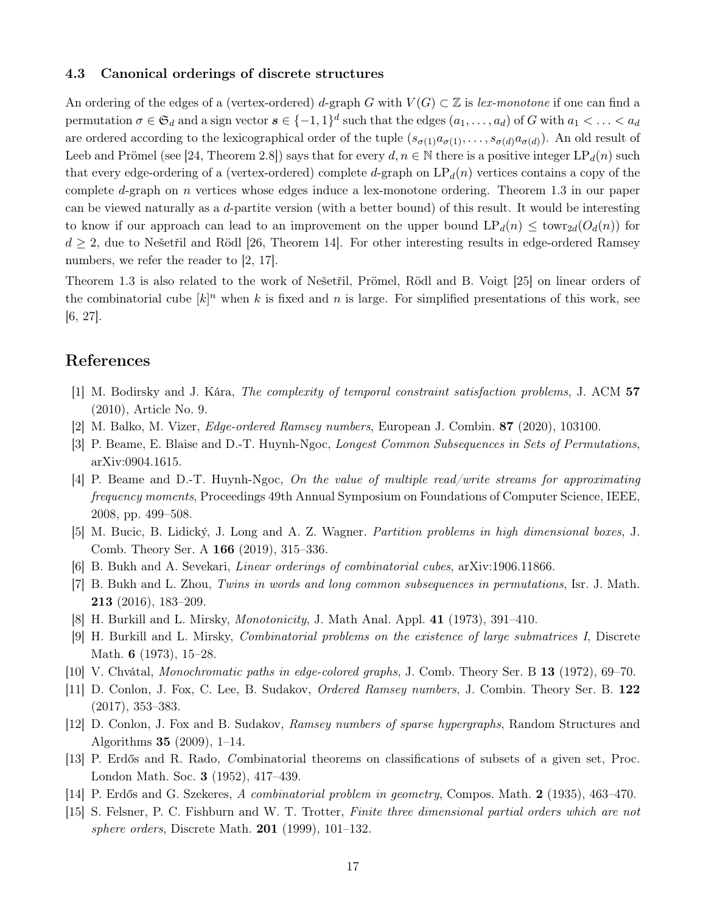### 4.3 Canonical orderings of discrete structures

An ordering of the edges of a (vertex-ordered) $d$-graph $G$ with $V(G) \subset \mathbb{Z}$ is *lex-monotone* if one can find a permutation $\sigma \in \mathfrak{S}_d$ and a sign vector $\boldsymbol{s} \in \{-1, 1\}^d$ such that the edges $(a_1, \ldots, a_d)$ of $G$ with $a_1 < \ldots < a_d$ are ordered according to the lexicographical order of the tuple $(s_{\sigma(1)} a_{\sigma(1)}, \ldots, s_{\sigma(d)} a_{\sigma(d)})$. An old result of Leeb and Prömel (see [24, Theorem 2.8]) says that for every $d, n \in \mathbb{N}$ there is a positive integer $\mathrm{LP}_d(n)$ such that every edge-ordering of a (vertex-ordered) complete $d$-graph on $\mathrm{LP}_d(n)$ vertices contains a copy of the complete $d$-graph on $n$ vertices whose edges induce a lex-monotone ordering. Theorem 1.3 in our paper can be viewed naturally as a $d$-partite version (with a better bound) of this result. It would be interesting to know if our approach can lead to an improvement on the upper bound $\mathrm{LP}_d(n) \leq \mathrm{towr}_{2d}(O_d(n))$ for $d \geq 2$, due to Nešetřil and Rödl [26, Theorem 14]. For other interesting results in edge-ordered Ramsey numbers, we refer the reader to [2, 17].

Theorem 1.3 is also related to the work of Nešetřil, Prömel, Rödl and B. Voigt [25] on linear orders of the combinatorial cube $[k]^n$ when $k$ is fixed and $n$ is large. For simplified presentations of this work, see [6, 27].

## References

[1] M. Bodirsky and J. Kára, *The complexity of temporal constraint satisfaction problems*, J. ACM **57** (2010), Article No. 9.

[2] M. Balko, M. Vizer, *Edge-ordered Ramsey numbers*, European J. Combin. **87** (2020), 103100.

[3] P. Beame, E. Blaise and D.-T. Huynh-Ngoc, *Longest Common Subsequences in Sets of Permutations*, arXiv:0904.1615.

[4] P. Beame and D.-T. Huynh-Ngoc, *On the value of multiple read/write streams for approximating frequency moments*, Proceedings 49th Annual Symposium on Foundations of Computer Science, IEEE, 2008, pp. 499–508.

[5] M. Bucic, B. Lidický, J. Long and A. Z. Wagner. *Partition problems in high dimensional boxes*, J. Comb. Theory Ser. A **166** (2019), 315–336.

[6] B. Bukh and A. Sevekari, *Linear orderings of combinatorial cubes*, arXiv:1906.11866.

[7] B. Bukh and L. Zhou, *Twins in words and long common subsequences in permutations*, Isr. J. Math. **213** (2016), 183–209.

[8] H. Burkill and L. Mirsky, *Monotonicity*, J. Math Anal. Appl. **41** (1973), 391–410.

[9] H. Burkill and L. Mirsky, *Combinatorial problems on the existence of large submatrices I*, Discrete Math. **6** (1973), 15–28.

[10] V. Chvátal, *Monochromatic paths in edge-colored graphs*, J. Comb. Theory Ser. B **13** (1972), 69–70.

[11] D. Conlon, J. Fox, C. Lee, B. Sudakov, *Ordered Ramsey numbers*, J. Combin. Theory Ser. B. **122** (2017), 353–383.

[12] D. Conlon, J. Fox and B. Sudakov, *Ramsey numbers of sparse hypergraphs*, Random Structures and Algorithms **35** (2009), 1–14.

[13] P. Erdős and R. Rado, *Combinatorial theorems on classifications of subsets of a given set*, Proc. London Math. Soc. **3** (1952), 417–439.

[14] P. Erdős and G. Szekeres, *A combinatorial problem in geometry*, Compos. Math. **2** (1935), 463–470.

[15] S. Felsner, P. C. Fishburn and W. T. Trotter, *Finite three dimensional partial orders which are not sphere orders*, Discrete Math. **201** (1999), 101–132.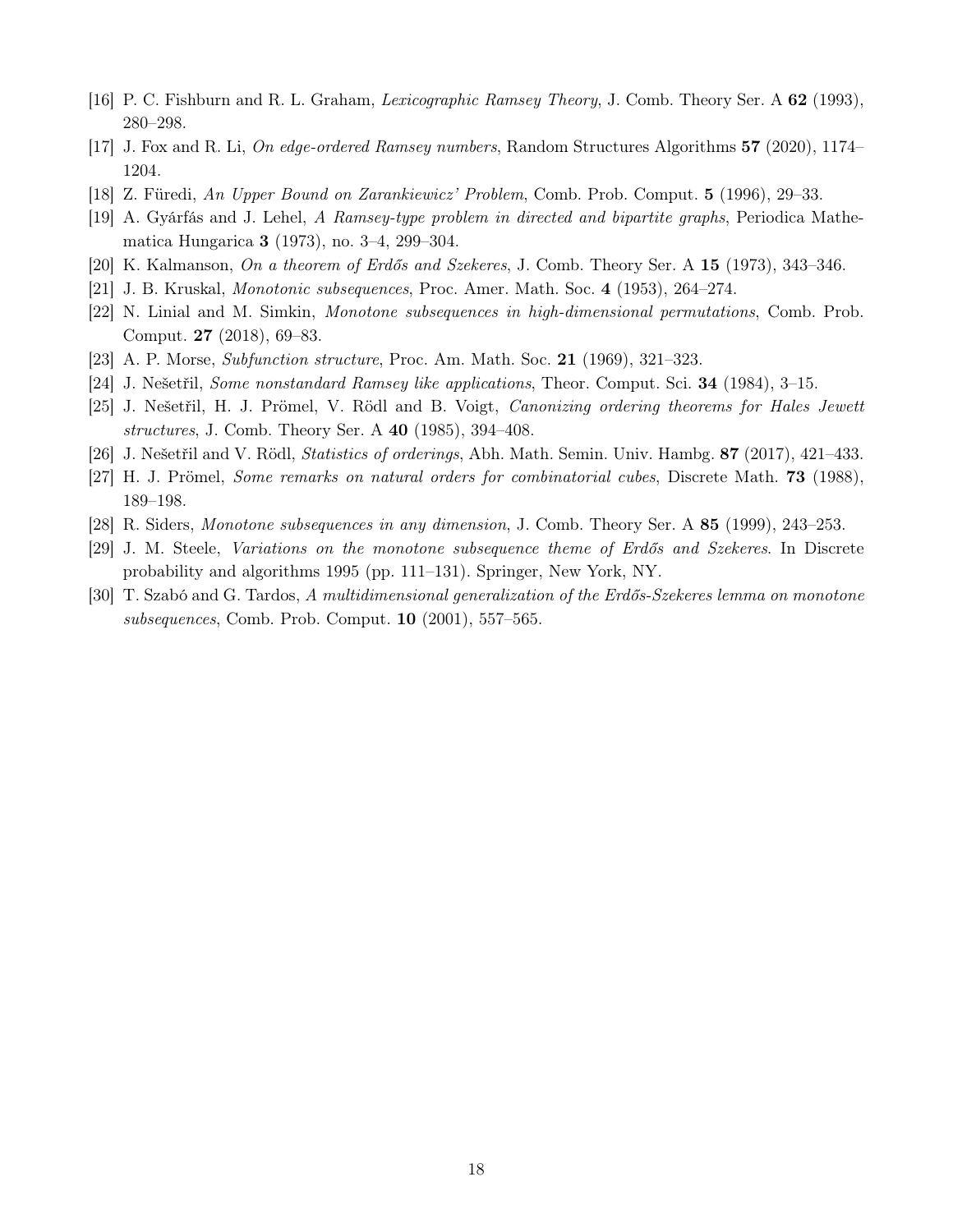[16] P. C. Fishburn and R. L. Graham, *Lexicographic Ramsey Theory*, J. Comb. Theory Ser. A **62** (1993), 280–298.

[17] J. Fox and R. Li, *On edge-ordered Ramsey numbers*, Random Structures Algorithms **57** (2020), 1174–1204.

[18] Z. Füredi, *An Upper Bound on Zarankiewicz' Problem*, Comb. Prob. Comput. **5** (1996), 29–33.

[19] A. Gyárfás and J. Lehel, *A Ramsey-type problem in directed and bipartite graphs*, Periodica Mathematica Hungarica **3** (1973), no. 3–4, 299–304.

[20] K. Kalmanson, *On a theorem of Erdős and Szekeres*, J. Comb. Theory Ser. A **15** (1973), 343–346.

[21] J. B. Kruskal, *Monotonic subsequences*, Proc. Amer. Math. Soc. **4** (1953), 264–274.

[22] N. Linial and M. Simkin, *Monotone subsequences in high-dimensional permutations*, Comb. Prob. Comput. **27** (2018), 69–83.

[23] A. P. Morse, *Subfunction structure*, Proc. Am. Math. Soc. **21** (1969), 321–323.

[24] J. Nešetřil, *Some nonstandard Ramsey like applications*, Theor. Comput. Sci. **34** (1984), 3–15.

[25] J. Nešetřil, H. J. Prömel, V. Rödl and B. Voigt, *Canonizing ordering theorems for Hales Jewett structures*, J. Comb. Theory Ser. A **40** (1985), 394–408.

[26] J. Nešetřil and V. Rödl, *Statistics of orderings*, Abh. Math. Semin. Univ. Hambg. **87** (2017), 421–433.

[27] H. J. Prömel, *Some remarks on natural orders for combinatorial cubes*, Discrete Math. **73** (1988), 189–198.

[28] R. Siders, *Monotone subsequences in any dimension*, J. Comb. Theory Ser. A **85** (1999), 243–253.

[29] J. M. Steele, *Variations on the monotone subsequence theme of Erdős and Szekeres*. In Discrete probability and algorithms 1995 (pp. 111–131). Springer, New York, NY.

[30] T. Szabó and G. Tardos, *A multidimensional generalization of the Erdős-Szekeres lemma on monotone subsequences*, Comb. Prob. Comput. **10** (2001), 557–565.